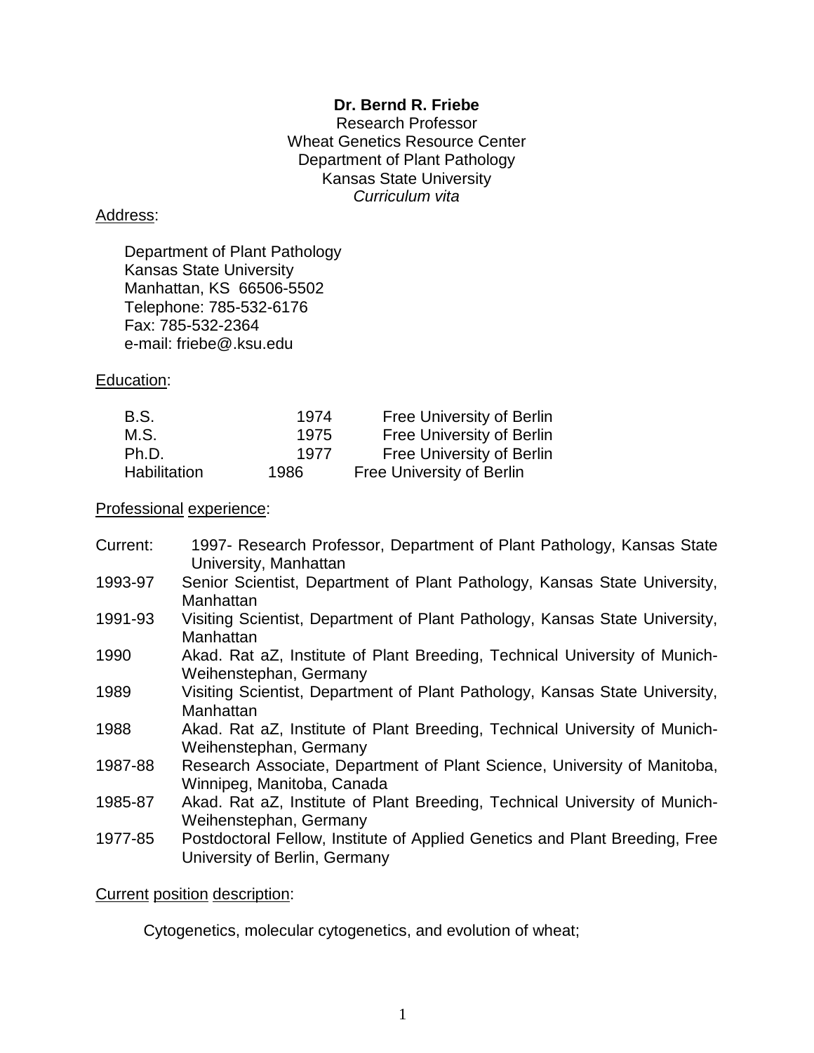**Dr. Bernd R. Friebe**
Research Professor
Wheat Genetics Resource Center
Department of Plant Pathology
Kansas State University
*Curriculum vita*

Address:

Department of Plant Pathology
Kansas State University
Manhattan, KS 66506-5502
Telephone: 785-532-6176
Fax: 785-532-2364
e-mail: friebe@.ksu.edu

Education:

| | | |
|---|---|---|
| B.S. | 1974 | Free University of Berlin |
| M.S. | 1975 | Free University of Berlin |
| Ph.D. | 1977 | Free University of Berlin |
| Habilitation | 1986 | Free University of Berlin |

Professional experience:

| | |
|---|---|
| Current: | 1997- Research Professor, Department of Plant Pathology, Kansas State University, Manhattan |
| 1993-97 | Senior Scientist, Department of Plant Pathology, Kansas State University, Manhattan |
| 1991-93 | Visiting Scientist, Department of Plant Pathology, Kansas State University, Manhattan |
| 1990 | Akad. Rat aZ, Institute of Plant Breeding, Technical University of Munich-Weihenstephan, Germany |
| 1989 | Visiting Scientist, Department of Plant Pathology, Kansas State University, Manhattan |
| 1988 | Akad. Rat aZ, Institute of Plant Breeding, Technical University of Munich-Weihenstephan, Germany |
| 1987-88 | Research Associate, Department of Plant Science, University of Manitoba, Winnipeg, Manitoba, Canada |
| 1985-87 | Akad. Rat aZ, Institute of Plant Breeding, Technical University of Munich-Weihenstephan, Germany |
| 1977-85 | Postdoctoral Fellow, Institute of Applied Genetics and Plant Breeding, Free University of Berlin, Germany |

Current position description:

Cytogenetics, molecular cytogenetics, and evolution of wheat;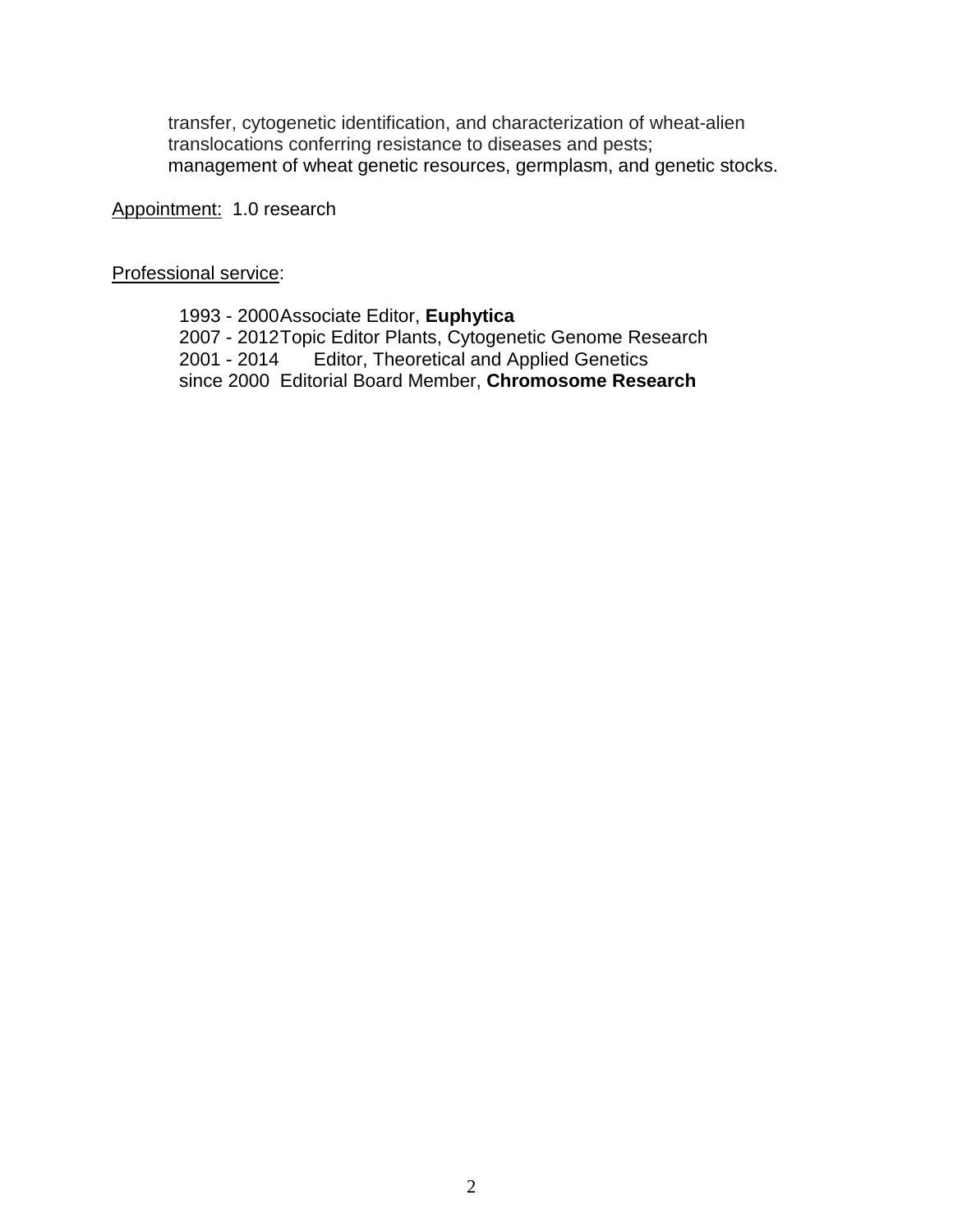transfer, cytogenetic identification, and characterization of wheat-alien translocations conferring resistance to diseases and pests;
management of wheat genetic resources, germplasm, and genetic stocks.

Appointment: 1.0 research

Professional service:

1993 - 2000 Associate Editor, **Euphytica**
2007 - 2012 Topic Editor Plants, Cytogenetic Genome Research
2001 - 2014 Editor, Theoretical and Applied Genetics
since 2000 Editorial Board Member, **Chromosome Research**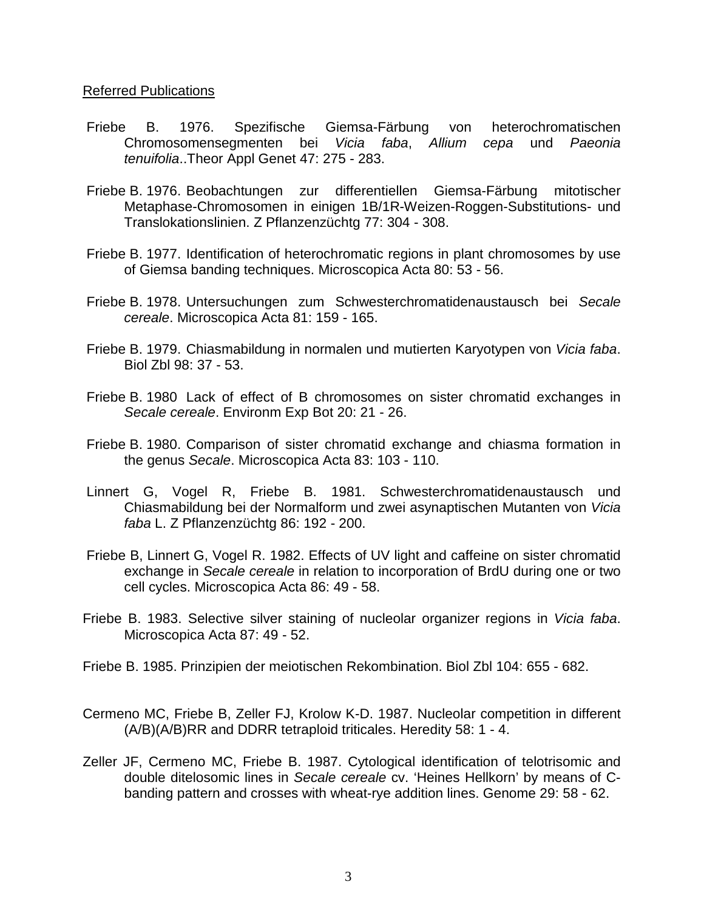Referred Publications

Friebe B. 1976. Spezifische Giemsa-Färbung von heterochromatischen Chromosomensegmenten bei *Vicia faba*, *Allium cepa* und *Paeonia tenuifolia*..Theor Appl Genet 47: 275 - 283.

Friebe B. 1976. Beobachtungen zur differentiellen Giemsa-Färbung mitotischer Metaphase-Chromosomen in einigen 1B/1R-Weizen-Roggen-Substitutions- und Translokationslinien. Z Pflanzenzüchtg 77: 304 - 308.

Friebe B. 1977. Identification of heterochromatic regions in plant chromosomes by use of Giemsa banding techniques. Microscopica Acta 80: 53 - 56.

Friebe B. 1978. Untersuchungen zum Schwesterchromatidenaustausch bei *Secale cereale*. Microscopica Acta 81: 159 - 165.

Friebe B. 1979. Chiasmabildung in normalen und mutierten Karyotypen von *Vicia faba*. Biol Zbl 98: 37 - 53.

Friebe B. 1980 Lack of effect of B chromosomes on sister chromatid exchanges in *Secale cereale*. Environm Exp Bot 20: 21 - 26.

Friebe B. 1980. Comparison of sister chromatid exchange and chiasma formation in the genus *Secale*. Microscopica Acta 83: 103 - 110.

Linnert G, Vogel R, Friebe B. 1981. Schwesterchromatidenaustausch und Chiasmabildung bei der Normalform und zwei asynaptischen Mutanten von *Vicia faba* L. Z Pflanzenzüchtg 86: 192 - 200.

Friebe B, Linnert G, Vogel R. 1982. Effects of UV light and caffeine on sister chromatid exchange in *Secale cereale* in relation to incorporation of BrdU during one or two cell cycles. Microscopica Acta 86: 49 - 58.

Friebe B. 1983. Selective silver staining of nucleolar organizer regions in *Vicia faba*. Microscopica Acta 87: 49 - 52.

Friebe B. 1985. Prinzipien der meiotischen Rekombination. Biol Zbl 104: 655 - 682.

Cermeno MC, Friebe B, Zeller FJ, Krolow K-D. 1987. Nucleolar competition in different (A/B)(A/B)RR and DDRR tetraploid triticales. Heredity 58: 1 - 4.

Zeller JF, Cermeno MC, Friebe B. 1987. Cytological identification of telotrisomic and double ditelosomic lines in *Secale cereale* cv. 'Heines Hellkorn' by means of C-banding pattern and crosses with wheat-rye addition lines. Genome 29: 58 - 62.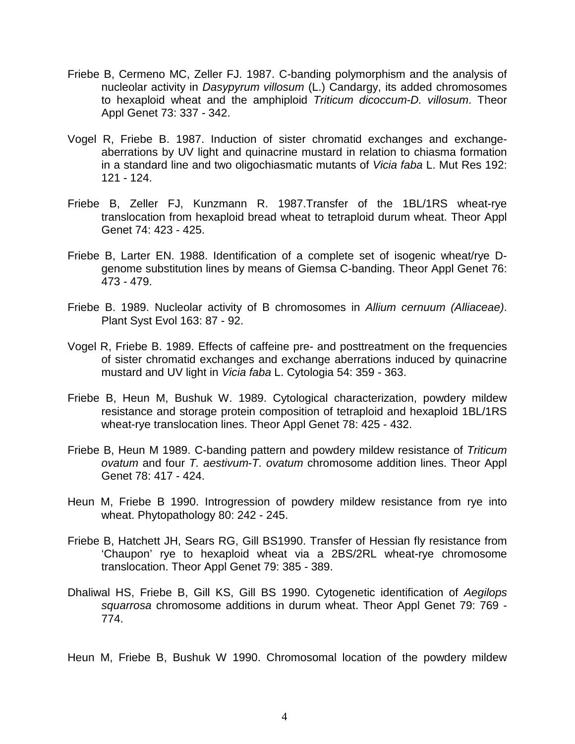Friebe B, Cermeno MC, Zeller FJ. 1987. C-banding polymorphism and the analysis of nucleolar activity in *Dasypyrum villosum* (L.) Candargy, its added chromosomes to hexaploid wheat and the amphiploid *Triticum dicoccum-D. villosum*. Theor Appl Genet 73: 337 - 342.

Vogel R, Friebe B. 1987. Induction of sister chromatid exchanges and exchange-aberrations by UV light and quinacrine mustard in relation to chiasma formation in a standard line and two oligochiasmatic mutants of *Vicia faba* L. Mut Res 192: 121 - 124.

Friebe B, Zeller FJ, Kunzmann R. 1987.Transfer of the 1BL/1RS wheat-rye translocation from hexaploid bread wheat to tetraploid durum wheat. Theor Appl Genet 74: 423 - 425.

Friebe B, Larter EN. 1988. Identification of a complete set of isogenic wheat/rye D-genome substitution lines by means of Giemsa C-banding. Theor Appl Genet 76: 473 - 479.

Friebe B. 1989. Nucleolar activity of B chromosomes in *Allium cernuum (Alliaceae)*. Plant Syst Evol 163: 87 - 92.

Vogel R, Friebe B. 1989. Effects of caffeine pre- and posttreatment on the frequencies of sister chromatid exchanges and exchange aberrations induced by quinacrine mustard and UV light in *Vicia faba* L. Cytologia 54: 359 - 363.

Friebe B, Heun M, Bushuk W. 1989. Cytological characterization, powdery mildew resistance and storage protein composition of tetraploid and hexaploid 1BL/1RS wheat-rye translocation lines. Theor Appl Genet 78: 425 - 432.

Friebe B, Heun M 1989. C-banding pattern and powdery mildew resistance of *Triticum ovatum* and four *T. aestivum-T. ovatum* chromosome addition lines. Theor Appl Genet 78: 417 - 424.

Heun M, Friebe B 1990. Introgression of powdery mildew resistance from rye into wheat. Phytopathology 80: 242 - 245.

Friebe B, Hatchett JH, Sears RG, Gill BS1990. Transfer of Hessian fly resistance from 'Chaupon' rye to hexaploid wheat via a 2BS/2RL wheat-rye chromosome translocation. Theor Appl Genet 79: 385 - 389.

Dhaliwal HS, Friebe B, Gill KS, Gill BS 1990. Cytogenetic identification of *Aegilops squarrosa* chromosome additions in durum wheat. Theor Appl Genet 79: 769 - 774.

Heun M, Friebe B, Bushuk W 1990. Chromosomal location of the powdery mildew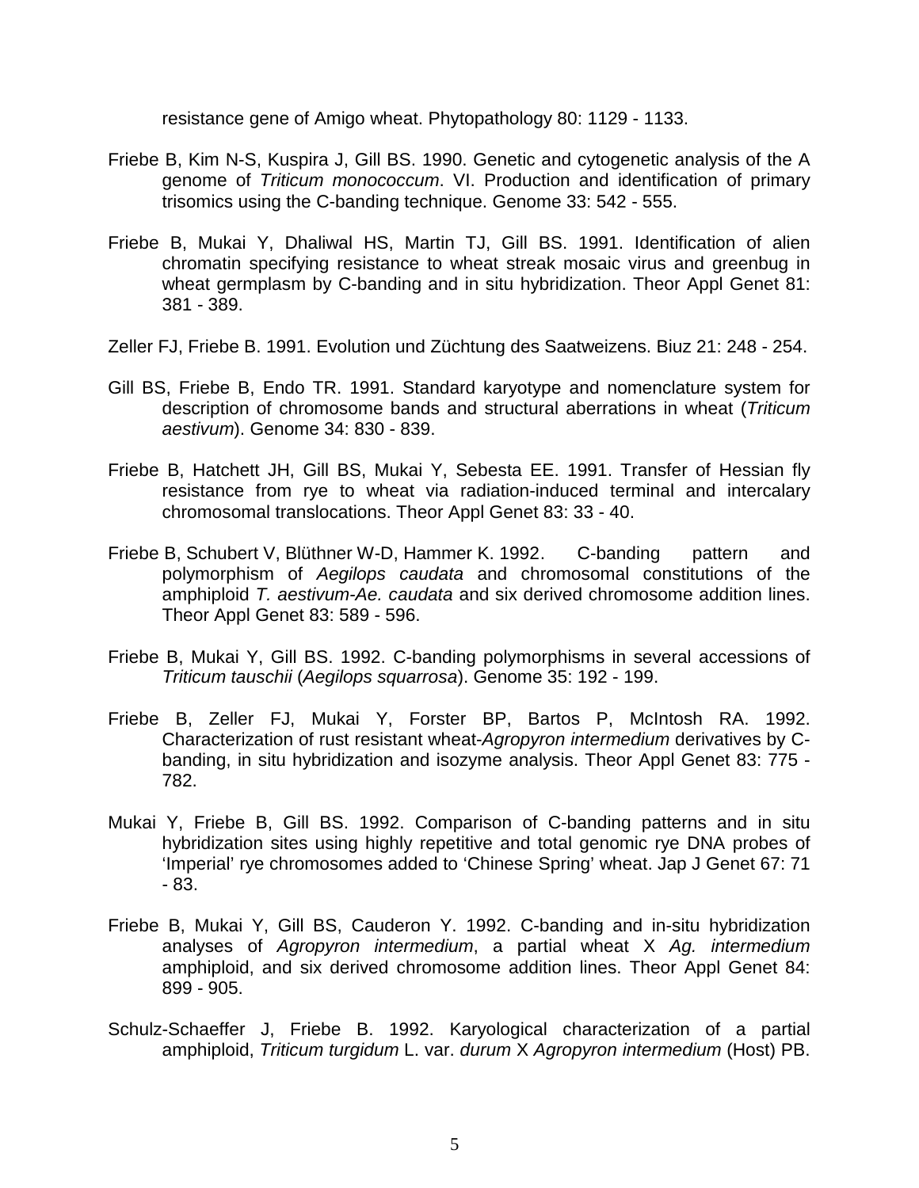resistance gene of Amigo wheat. Phytopathology 80: 1129 - 1133.

Friebe B, Kim N-S, Kuspira J, Gill BS. 1990. Genetic and cytogenetic analysis of the A genome of *Triticum monococcum*. VI. Production and identification of primary trisomics using the C-banding technique. Genome 33: 542 - 555.

Friebe B, Mukai Y, Dhaliwal HS, Martin TJ, Gill BS. 1991. Identification of alien chromatin specifying resistance to wheat streak mosaic virus and greenbug in wheat germplasm by C-banding and in situ hybridization. Theor Appl Genet 81: 381 - 389.

Zeller FJ, Friebe B. 1991. Evolution und Züchtung des Saatweizens. Biuz 21: 248 - 254.

Gill BS, Friebe B, Endo TR. 1991. Standard karyotype and nomenclature system for description of chromosome bands and structural aberrations in wheat (*Triticum aestivum*). Genome 34: 830 - 839.

Friebe B, Hatchett JH, Gill BS, Mukai Y, Sebesta EE. 1991. Transfer of Hessian fly resistance from rye to wheat via radiation-induced terminal and intercalary chromosomal translocations. Theor Appl Genet 83: 33 - 40.

Friebe B, Schubert V, Blüthner W-D, Hammer K. 1992. C-banding pattern and polymorphism of *Aegilops caudata* and chromosomal constitutions of the amphiploid *T. aestivum-Ae. caudata* and six derived chromosome addition lines. Theor Appl Genet 83: 589 - 596.

Friebe B, Mukai Y, Gill BS. 1992. C-banding polymorphisms in several accessions of *Triticum tauschii* (*Aegilops squarrosa*). Genome 35: 192 - 199.

Friebe B, Zeller FJ, Mukai Y, Forster BP, Bartos P, McIntosh RA. 1992. Characterization of rust resistant wheat-*Agropyron intermedium* derivatives by C-banding, in situ hybridization and isozyme analysis. Theor Appl Genet 83: 775 - 782.

Mukai Y, Friebe B, Gill BS. 1992. Comparison of C-banding patterns and in situ hybridization sites using highly repetitive and total genomic rye DNA probes of 'Imperial' rye chromosomes added to 'Chinese Spring' wheat. Jap J Genet 67: 71 - 83.

Friebe B, Mukai Y, Gill BS, Cauderon Y. 1992. C-banding and in-situ hybridization analyses of *Agropyron intermedium*, a partial wheat X *Ag. intermedium* amphiploid, and six derived chromosome addition lines. Theor Appl Genet 84: 899 - 905.

Schulz-Schaeffer J, Friebe B. 1992. Karyological characterization of a partial amphiploid, *Triticum turgidum* L. var. *durum* X *Agropyron intermedium* (Host) PB.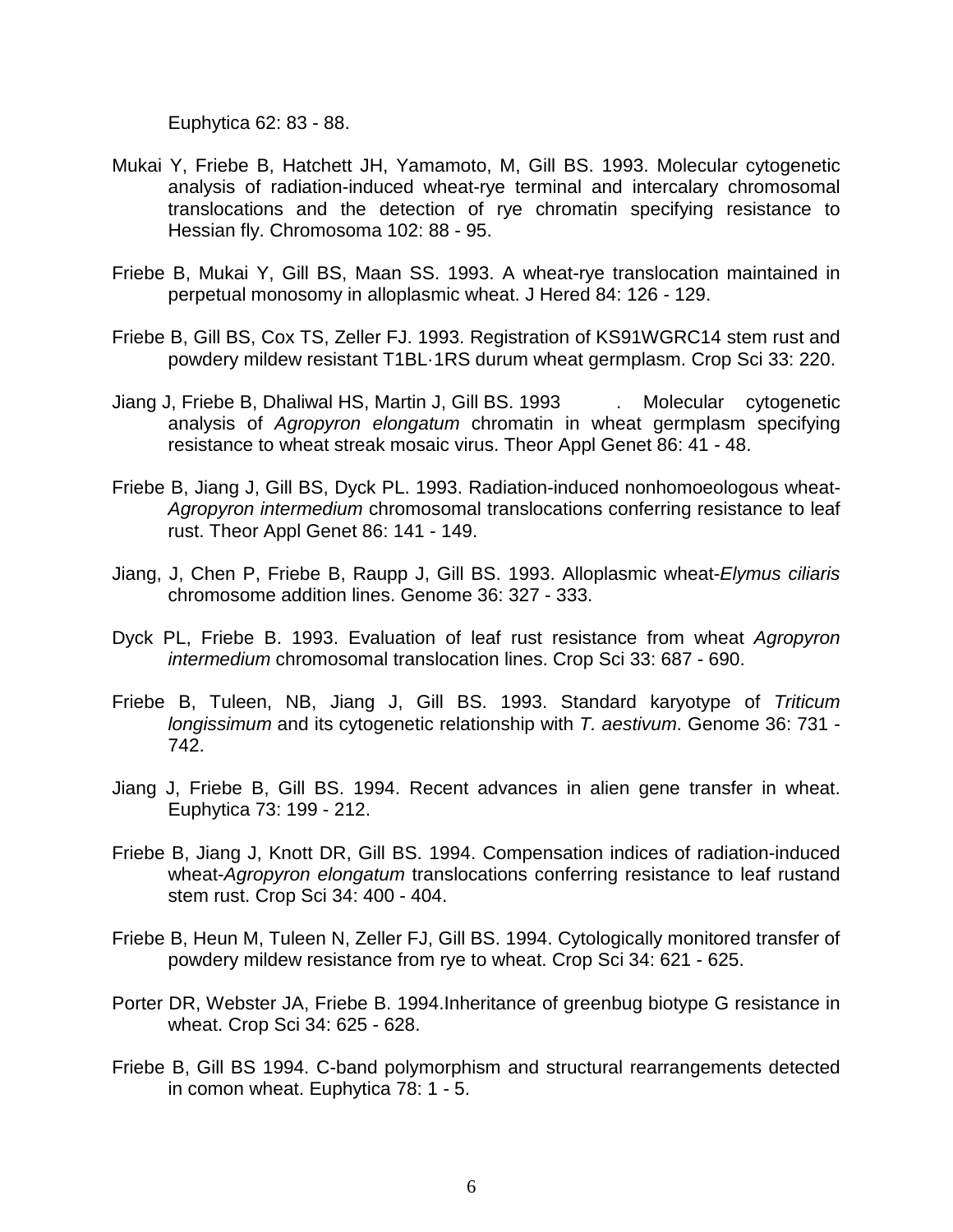Euphytica 62: 83 - 88.

Mukai Y, Friebe B, Hatchett JH, Yamamoto, M, Gill BS. 1993. Molecular cytogenetic analysis of radiation-induced wheat-rye terminal and intercalary chromosomal translocations and the detection of rye chromatin specifying resistance to Hessian fly. Chromosoma 102: 88 - 95.

Friebe B, Mukai Y, Gill BS, Maan SS. 1993. A wheat-rye translocation maintained in perpetual monosomy in alloplasmic wheat. J Hered 84: 126 - 129.

Friebe B, Gill BS, Cox TS, Zeller FJ. 1993. Registration of KS91WGRC14 stem rust and powdery mildew resistant T1BL·1RS durum wheat germplasm. Crop Sci 33: 220.

Jiang J, Friebe B, Dhaliwal HS, Martin J, Gill BS. 1993 . Molecular cytogenetic analysis of *Agropyron elongatum* chromatin in wheat germplasm specifying resistance to wheat streak mosaic virus. Theor Appl Genet 86: 41 - 48.

Friebe B, Jiang J, Gill BS, Dyck PL. 1993. Radiation-induced nonhomoeologous wheat-*Agropyron intermedium* chromosomal translocations conferring resistance to leaf rust. Theor Appl Genet 86: 141 - 149.

Jiang, J, Chen P, Friebe B, Raupp J, Gill BS. 1993. Alloplasmic wheat-*Elymus ciliaris* chromosome addition lines. Genome 36: 327 - 333.

Dyck PL, Friebe B. 1993. Evaluation of leaf rust resistance from wheat *Agropyron intermedium* chromosomal translocation lines. Crop Sci 33: 687 - 690.

Friebe B, Tuleen, NB, Jiang J, Gill BS. 1993. Standard karyotype of *Triticum longissimum* and its cytogenetic relationship with *T. aestivum*. Genome 36: 731 - 742.

Jiang J, Friebe B, Gill BS. 1994. Recent advances in alien gene transfer in wheat. Euphytica 73: 199 - 212.

Friebe B, Jiang J, Knott DR, Gill BS. 1994. Compensation indices of radiation-induced wheat-*Agropyron elongatum* translocations conferring resistance to leaf rustand stem rust. Crop Sci 34: 400 - 404.

Friebe B, Heun M, Tuleen N, Zeller FJ, Gill BS. 1994. Cytologically monitored transfer of powdery mildew resistance from rye to wheat. Crop Sci 34: 621 - 625.

Porter DR, Webster JA, Friebe B. 1994.Inheritance of greenbug biotype G resistance in wheat. Crop Sci 34: 625 - 628.

Friebe B, Gill BS 1994. C-band polymorphism and structural rearrangements detected in comon wheat. Euphytica 78: 1 - 5.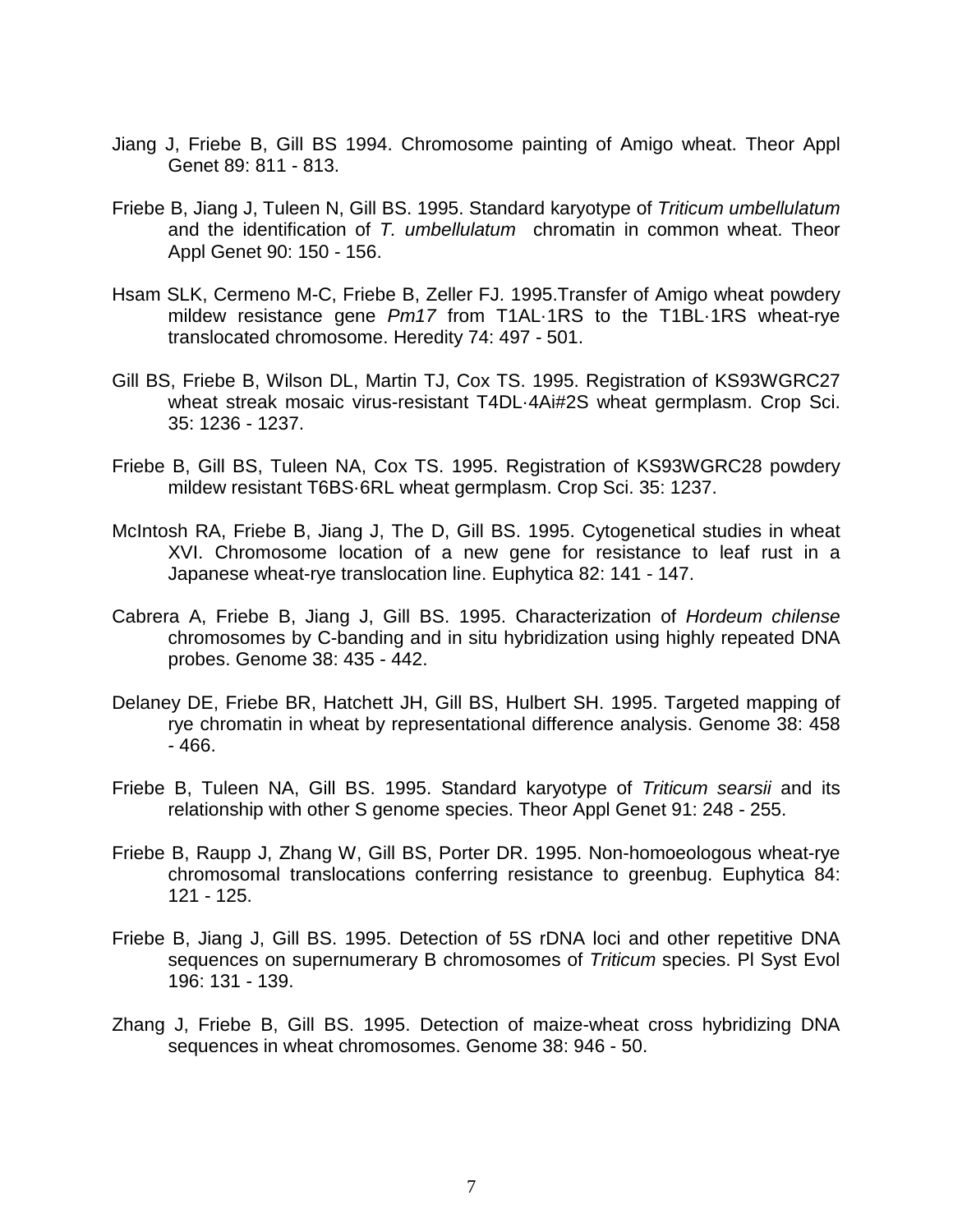Jiang J, Friebe B, Gill BS 1994. Chromosome painting of Amigo wheat. Theor Appl Genet 89: 811 - 813.

Friebe B, Jiang J, Tuleen N, Gill BS. 1995. Standard karyotype of *Triticum umbellulatum* and the identification of *T. umbellulatum* chromatin in common wheat. Theor Appl Genet 90: 150 - 156.

Hsam SLK, Cermeno M-C, Friebe B, Zeller FJ. 1995.Transfer of Amigo wheat powdery mildew resistance gene *Pm17* from T1AL·1RS to the T1BL·1RS wheat-rye translocated chromosome. Heredity 74: 497 - 501.

Gill BS, Friebe B, Wilson DL, Martin TJ, Cox TS. 1995. Registration of KS93WGRC27 wheat streak mosaic virus-resistant T4DL·4Ai#2S wheat germplasm. Crop Sci. 35: 1236 - 1237.

Friebe B, Gill BS, Tuleen NA, Cox TS. 1995. Registration of KS93WGRC28 powdery mildew resistant T6BS·6RL wheat germplasm. Crop Sci. 35: 1237.

McIntosh RA, Friebe B, Jiang J, The D, Gill BS. 1995. Cytogenetical studies in wheat XVI. Chromosome location of a new gene for resistance to leaf rust in a Japanese wheat-rye translocation line. Euphytica 82: 141 - 147.

Cabrera A, Friebe B, Jiang J, Gill BS. 1995. Characterization of *Hordeum chilense* chromosomes by C-banding and in situ hybridization using highly repeated DNA probes. Genome 38: 435 - 442.

Delaney DE, Friebe BR, Hatchett JH, Gill BS, Hulbert SH. 1995. Targeted mapping of rye chromatin in wheat by representational difference analysis. Genome 38: 458 - 466.

Friebe B, Tuleen NA, Gill BS. 1995. Standard karyotype of *Triticum searsii* and its relationship with other S genome species. Theor Appl Genet 91: 248 - 255.

Friebe B, Raupp J, Zhang W, Gill BS, Porter DR. 1995. Non-homoeologous wheat-rye chromosomal translocations conferring resistance to greenbug. Euphytica 84: 121 - 125.

Friebe B, Jiang J, Gill BS. 1995. Detection of 5S rDNA loci and other repetitive DNA sequences on supernumerary B chromosomes of *Triticum* species. Pl Syst Evol 196: 131 - 139.

Zhang J, Friebe B, Gill BS. 1995. Detection of maize-wheat cross hybridizing DNA sequences in wheat chromosomes. Genome 38: 946 - 50.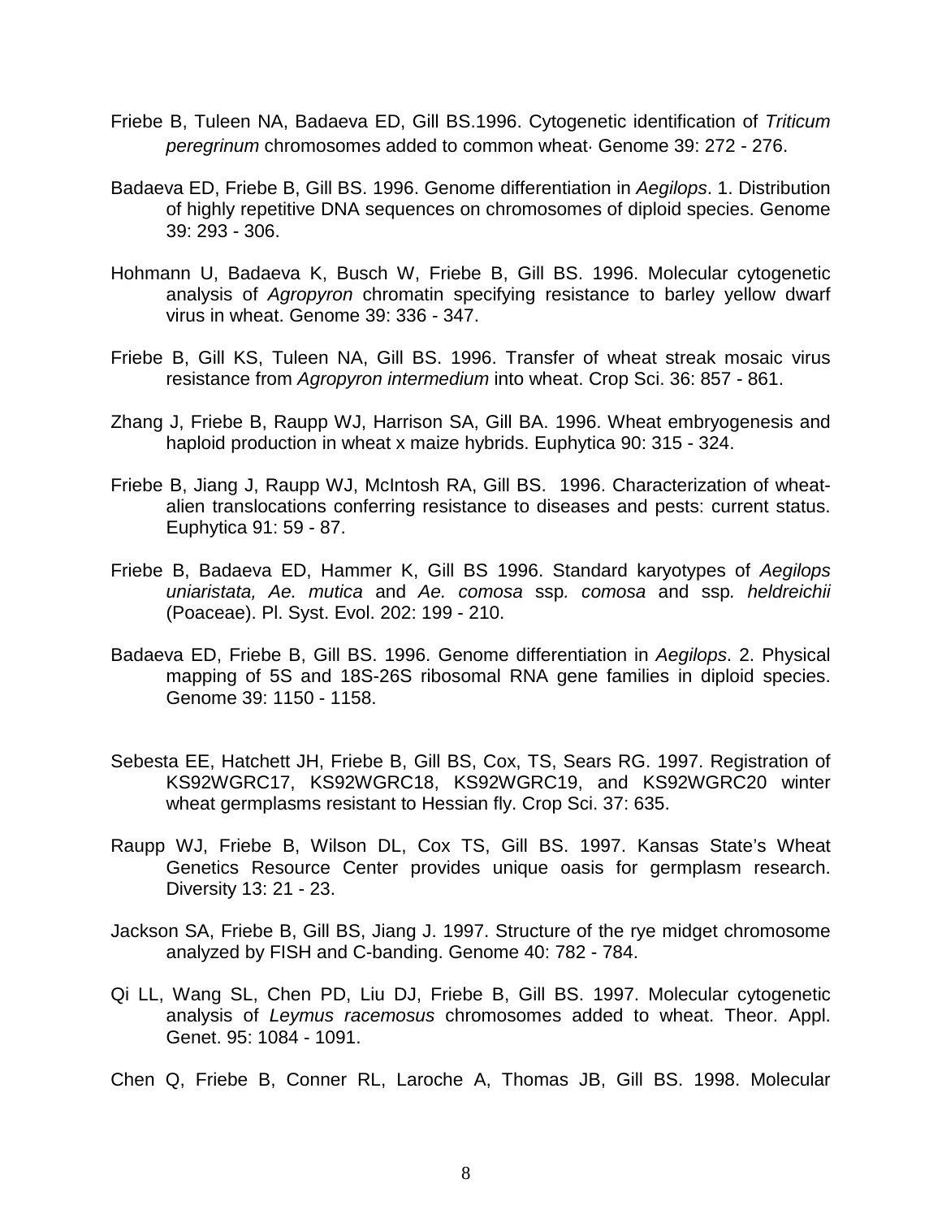Friebe B, Tuleen NA, Badaeva ED, Gill BS.1996. Cytogenetic identification of *Triticum peregrinum* chromosomes added to common wheat· Genome 39: 272 - 276.

Badaeva ED, Friebe B, Gill BS. 1996. Genome differentiation in *Aegilops*. 1. Distribution of highly repetitive DNA sequences on chromosomes of diploid species. Genome 39: 293 - 306.

Hohmann U, Badaeva K, Busch W, Friebe B, Gill BS. 1996. Molecular cytogenetic analysis of *Agropyron* chromatin specifying resistance to barley yellow dwarf virus in wheat. Genome 39: 336 - 347.

Friebe B, Gill KS, Tuleen NA, Gill BS. 1996. Transfer of wheat streak mosaic virus resistance from *Agropyron intermedium* into wheat. Crop Sci. 36: 857 - 861.

Zhang J, Friebe B, Raupp WJ, Harrison SA, Gill BA. 1996. Wheat embryogenesis and haploid production in wheat x maize hybrids. Euphytica 90: 315 - 324.

Friebe B, Jiang J, Raupp WJ, McIntosh RA, Gill BS. 1996. Characterization of wheat-alien translocations conferring resistance to diseases and pests: current status. Euphytica 91: 59 - 87.

Friebe B, Badaeva ED, Hammer K, Gill BS 1996. Standard karyotypes of *Aegilops uniaristata, Ae. mutica* and *Ae. comosa* ssp*. comosa* and ssp*. heldreichii* (Poaceae). Pl. Syst. Evol. 202: 199 - 210.

Badaeva ED, Friebe B, Gill BS. 1996. Genome differentiation in *Aegilops*. 2. Physical mapping of 5S and 18S-26S ribosomal RNA gene families in diploid species. Genome 39: 1150 - 1158.

Sebesta EE, Hatchett JH, Friebe B, Gill BS, Cox, TS, Sears RG. 1997. Registration of KS92WGRC17, KS92WGRC18, KS92WGRC19, and KS92WGRC20 winter wheat germplasms resistant to Hessian fly. Crop Sci. 37: 635.

Raupp WJ, Friebe B, Wilson DL, Cox TS, Gill BS. 1997. Kansas State's Wheat Genetics Resource Center provides unique oasis for germplasm research. Diversity 13: 21 - 23.

Jackson SA, Friebe B, Gill BS, Jiang J. 1997. Structure of the rye midget chromosome analyzed by FISH and C-banding. Genome 40: 782 - 784.

Qi LL, Wang SL, Chen PD, Liu DJ, Friebe B, Gill BS. 1997. Molecular cytogenetic analysis of *Leymus racemosus* chromosomes added to wheat. Theor. Appl. Genet. 95: 1084 - 1091.

Chen Q, Friebe B, Conner RL, Laroche A, Thomas JB, Gill BS. 1998. Molecular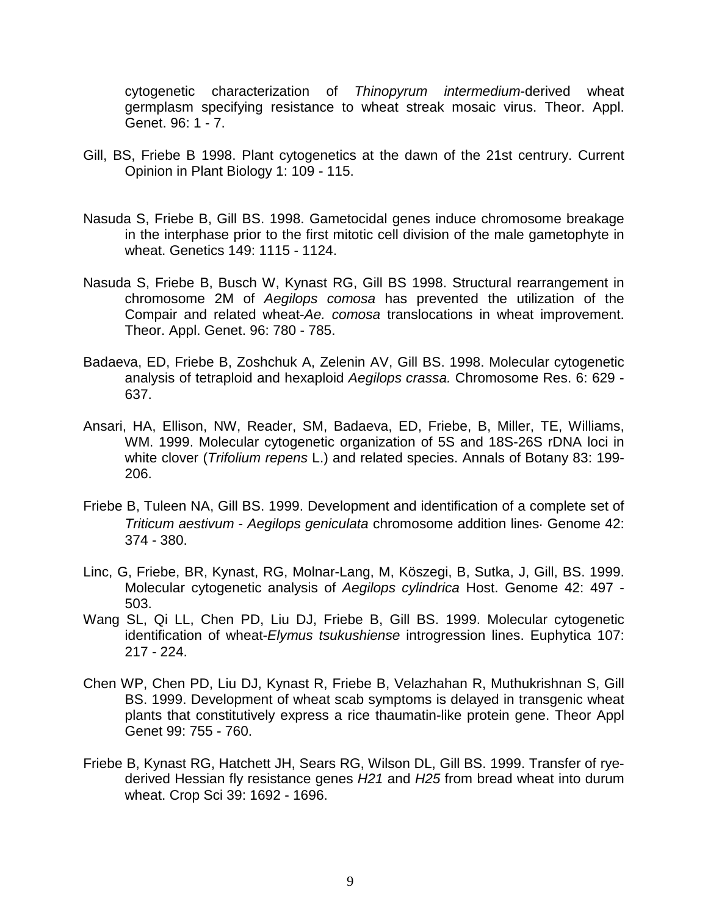cytogenetic characterization of *Thinopyrum intermedium*-derived wheat germplasm specifying resistance to wheat streak mosaic virus. Theor. Appl. Genet. 96: 1 - 7.

Gill, BS, Friebe B 1998. Plant cytogenetics at the dawn of the 21st centrury. Current Opinion in Plant Biology 1: 109 - 115.

Nasuda S, Friebe B, Gill BS. 1998. Gametocidal genes induce chromosome breakage in the interphase prior to the first mitotic cell division of the male gametophyte in wheat. Genetics 149: 1115 - 1124.

Nasuda S, Friebe B, Busch W, Kynast RG, Gill BS 1998. Structural rearrangement in chromosome 2M of *Aegilops comosa* has prevented the utilization of the Compair and related wheat-*Ae. comosa* translocations in wheat improvement. Theor. Appl. Genet. 96: 780 - 785.

Badaeva, ED, Friebe B, Zoshchuk A, Zelenin AV, Gill BS. 1998. Molecular cytogenetic analysis of tetraploid and hexaploid *Aegilops crassa.* Chromosome Res. 6: 629 - 637.

Ansari, HA, Ellison, NW, Reader, SM, Badaeva, ED, Friebe, B, Miller, TE, Williams, WM. 1999. Molecular cytogenetic organization of 5S and 18S-26S rDNA loci in white clover (*Trifolium repens* L.) and related species. Annals of Botany 83: 199-206.

Friebe B, Tuleen NA, Gill BS. 1999. Development and identification of a complete set of *Triticum aestivum* - *Aegilops geniculata* chromosome addition lines. Genome 42: 374 - 380.

Linc, G, Friebe, BR, Kynast, RG, Molnar-Lang, M, Köszegi, B, Sutka, J, Gill, BS. 1999. Molecular cytogenetic analysis of *Aegilops cylindrica* Host. Genome 42: 497 - 503.

Wang SL, Qi LL, Chen PD, Liu DJ, Friebe B, Gill BS. 1999. Molecular cytogenetic identification of wheat-*Elymus tsukushiense* introgression lines. Euphytica 107: 217 - 224.

Chen WP, Chen PD, Liu DJ, Kynast R, Friebe B, Velazhahan R, Muthukrishnan S, Gill BS. 1999. Development of wheat scab symptoms is delayed in transgenic wheat plants that constitutively express a rice thaumatin-like protein gene. Theor Appl Genet 99: 755 - 760.

Friebe B, Kynast RG, Hatchett JH, Sears RG, Wilson DL, Gill BS. 1999. Transfer of rye-derived Hessian fly resistance genes *H21* and *H25* from bread wheat into durum wheat. Crop Sci 39: 1692 - 1696.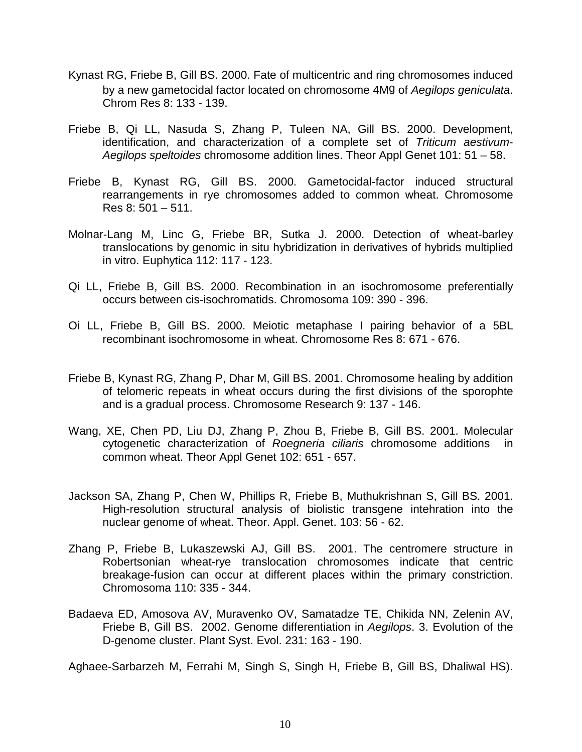Kynast RG, Friebe B, Gill BS. 2000. Fate of multicentric and ring chromosomes induced by a new gametocidal factor located on chromosome 4Mg of *Aegilops geniculata*. Chrom Res 8: 133 - 139.

Friebe B, Qi LL, Nasuda S, Zhang P, Tuleen NA, Gill BS. 2000. Development, identification, and characterization of a complete set of *Triticum aestivum-Aegilops speltoides* chromosome addition lines. Theor Appl Genet 101: 51 – 58.

Friebe B, Kynast RG, Gill BS. 2000. Gametocidal-factor induced structural rearrangements in rye chromosomes added to common wheat. Chromosome Res 8: 501 – 511.

Molnar-Lang M, Linc G, Friebe BR, Sutka J. 2000. Detection of wheat-barley translocations by genomic in situ hybridization in derivatives of hybrids multiplied in vitro. Euphytica 112: 117 - 123.

Qi LL, Friebe B, Gill BS. 2000. Recombination in an isochromosome preferentially occurs between cis-isochromatids. Chromosoma 109: 390 - 396.

Oi LL, Friebe B, Gill BS. 2000. Meiotic metaphase I pairing behavior of a 5BL recombinant isochromosome in wheat. Chromosome Res 8: 671 - 676.

Friebe B, Kynast RG, Zhang P, Dhar M, Gill BS. 2001. Chromosome healing by addition of telomeric repeats in wheat occurs during the first divisions of the sporophte and is a gradual process. Chromosome Research 9: 137 - 146.

Wang, XE, Chen PD, Liu DJ, Zhang P, Zhou B, Friebe B, Gill BS. 2001. Molecular cytogenetic characterization of *Roegneria ciliaris* chromosome additions in common wheat. Theor Appl Genet 102: 651 - 657.

Jackson SA, Zhang P, Chen W, Phillips R, Friebe B, Muthukrishnan S, Gill BS. 2001. High-resolution structural analysis of biolistic transgene intehration into the nuclear genome of wheat. Theor. Appl. Genet. 103: 56 - 62.

Zhang P, Friebe B, Lukaszewski AJ, Gill BS. 2001. The centromere structure in Robertsonian wheat-rye translocation chromosomes indicate that centric breakage-fusion can occur at different places within the primary constriction. Chromosoma 110: 335 - 344.

Badaeva ED, Amosova AV, Muravenko OV, Samatadze TE, Chikida NN, Zelenin AV, Friebe B, Gill BS. 2002. Genome differentiation in *Aegilops*. 3. Evolution of the D-genome cluster. Plant Syst. Evol. 231: 163 - 190.

Aghaee-Sarbarzeh M, Ferrahi M, Singh S, Singh H, Friebe B, Gill BS, Dhaliwal HS).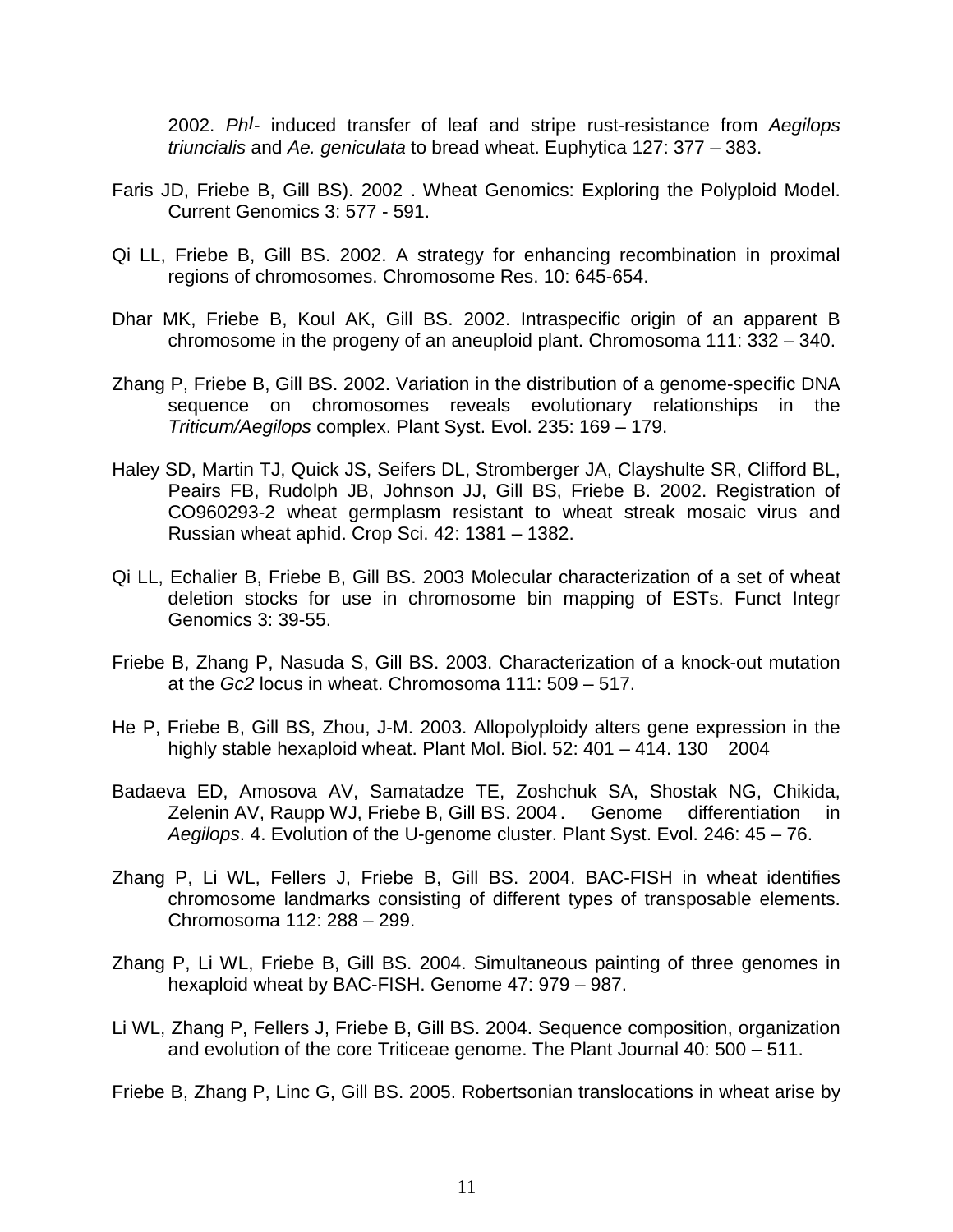2002. *Phl*- induced transfer of leaf and stripe rust-resistance from *Aegilops triuncialis* and *Ae. geniculata* to bread wheat. Euphytica 127: 377 – 383.

Faris JD, Friebe B, Gill BS). 2002 . Wheat Genomics: Exploring the Polyploid Model. Current Genomics 3: 577 - 591.

Qi LL, Friebe B, Gill BS. 2002. A strategy for enhancing recombination in proximal regions of chromosomes. Chromosome Res. 10: 645-654.

Dhar MK, Friebe B, Koul AK, Gill BS. 2002. Intraspecific origin of an apparent B chromosome in the progeny of an aneuploid plant. Chromosoma 111: 332 – 340.

Zhang P, Friebe B, Gill BS. 2002. Variation in the distribution of a genome-specific DNA sequence on chromosomes reveals evolutionary relationships in the *Triticum/Aegilops* complex. Plant Syst. Evol. 235: 169 – 179.

Haley SD, Martin TJ, Quick JS, Seifers DL, Stromberger JA, Clayshulte SR, Clifford BL, Peairs FB, Rudolph JB, Johnson JJ, Gill BS, Friebe B. 2002. Registration of CO960293-2 wheat germplasm resistant to wheat streak mosaic virus and Russian wheat aphid. Crop Sci. 42: 1381 – 1382.

Qi LL, Echalier B, Friebe B, Gill BS. 2003 Molecular characterization of a set of wheat deletion stocks for use in chromosome bin mapping of ESTs. Funct Integr Genomics 3: 39-55.

Friebe B, Zhang P, Nasuda S, Gill BS. 2003. Characterization of a knock-out mutation at the *Gc2* locus in wheat. Chromosoma 111: 509 – 517.

He P, Friebe B, Gill BS, Zhou, J-M. 2003. Allopolyploidy alters gene expression in the highly stable hexaploid wheat. Plant Mol. Biol. 52: 401 – 414. 130 2004

Badaeva ED, Amosova AV, Samatadze TE, Zoshchuk SA, Shostak NG, Chikida, Zelenin AV, Raupp WJ, Friebe B, Gill BS. 2004 . Genome differentiation in *Aegilops*. 4. Evolution of the U-genome cluster. Plant Syst. Evol. 246: 45 – 76.

Zhang P, Li WL, Fellers J, Friebe B, Gill BS. 2004. BAC-FISH in wheat identifies chromosome landmarks consisting of different types of transposable elements. Chromosoma 112: 288 – 299.

Zhang P, Li WL, Friebe B, Gill BS. 2004. Simultaneous painting of three genomes in hexaploid wheat by BAC-FISH. Genome 47: 979 – 987.

Li WL, Zhang P, Fellers J, Friebe B, Gill BS. 2004. Sequence composition, organization and evolution of the core Triticeae genome. The Plant Journal 40: 500 – 511.

Friebe B, Zhang P, Linc G, Gill BS. 2005. Robertsonian translocations in wheat arise by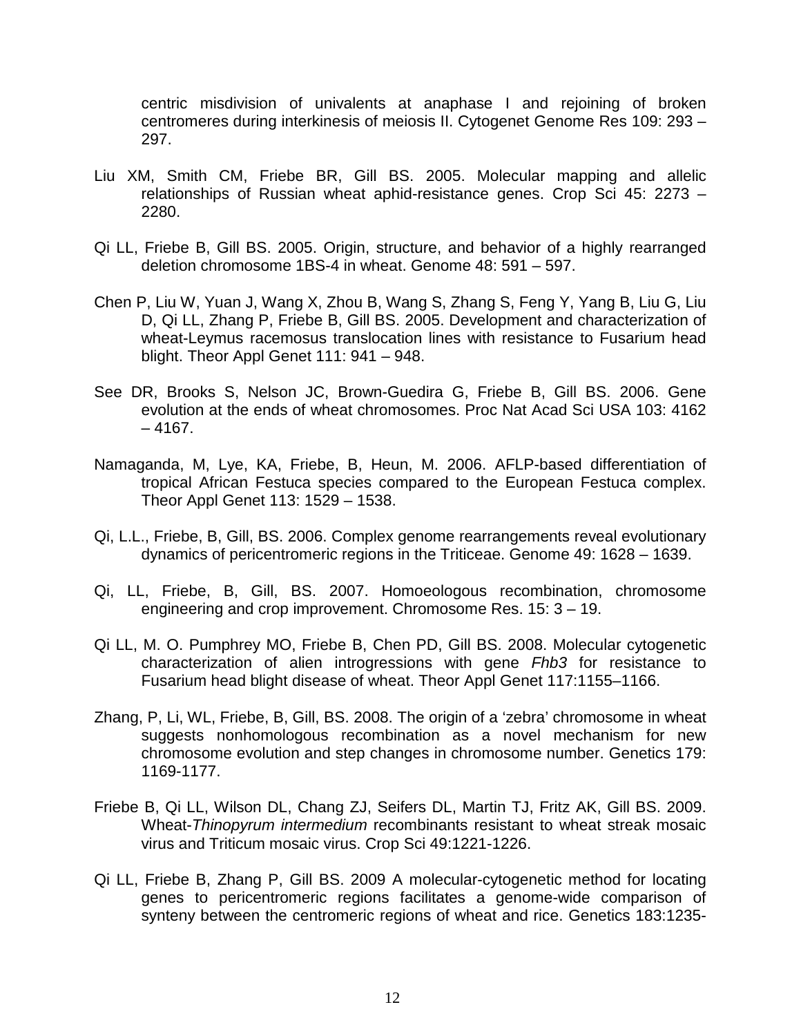centric misdivision of univalents at anaphase I and rejoining of broken centromeres during interkinesis of meiosis II. Cytogenet Genome Res 109: 293 – 297.

Liu XM, Smith CM, Friebe BR, Gill BS. 2005. Molecular mapping and allelic relationships of Russian wheat aphid-resistance genes. Crop Sci 45: 2273 – 2280.

Qi LL, Friebe B, Gill BS. 2005. Origin, structure, and behavior of a highly rearranged deletion chromosome 1BS-4 in wheat. Genome 48: 591 – 597.

Chen P, Liu W, Yuan J, Wang X, Zhou B, Wang S, Zhang S, Feng Y, Yang B, Liu G, Liu D, Qi LL, Zhang P, Friebe B, Gill BS. 2005. Development and characterization of wheat-Leymus racemosus translocation lines with resistance to Fusarium head blight. Theor Appl Genet 111: 941 – 948.

See DR, Brooks S, Nelson JC, Brown-Guedira G, Friebe B, Gill BS. 2006. Gene evolution at the ends of wheat chromosomes. Proc Nat Acad Sci USA 103: 4162 – 4167.

Namaganda, M, Lye, KA, Friebe, B, Heun, M. 2006. AFLP-based differentiation of tropical African Festuca species compared to the European Festuca complex. Theor Appl Genet 113: 1529 – 1538.

Qi, L.L., Friebe, B, Gill, BS. 2006. Complex genome rearrangements reveal evolutionary dynamics of pericentromeric regions in the Triticeae. Genome 49: 1628 – 1639.

Qi, LL, Friebe, B, Gill, BS. 2007. Homoeologous recombination, chromosome engineering and crop improvement. Chromosome Res. 15: 3 – 19.

Qi LL, M. O. Pumphrey MO, Friebe B, Chen PD, Gill BS. 2008. Molecular cytogenetic characterization of alien introgressions with gene *Fhb3* for resistance to Fusarium head blight disease of wheat. Theor Appl Genet 117:1155–1166.

Zhang, P, Li, WL, Friebe, B, Gill, BS. 2008. The origin of a 'zebra' chromosome in wheat suggests nonhomologous recombination as a novel mechanism for new chromosome evolution and step changes in chromosome number. Genetics 179: 1169-1177.

Friebe B, Qi LL, Wilson DL, Chang ZJ, Seifers DL, Martin TJ, Fritz AK, Gill BS. 2009. Wheat-*Thinopyrum intermedium* recombinants resistant to wheat streak mosaic virus and Triticum mosaic virus. Crop Sci 49:1221-1226.

Qi LL, Friebe B, Zhang P, Gill BS. 2009 A molecular-cytogenetic method for locating genes to pericentromeric regions facilitates a genome-wide comparison of synteny between the centromeric regions of wheat and rice. Genetics 183:1235-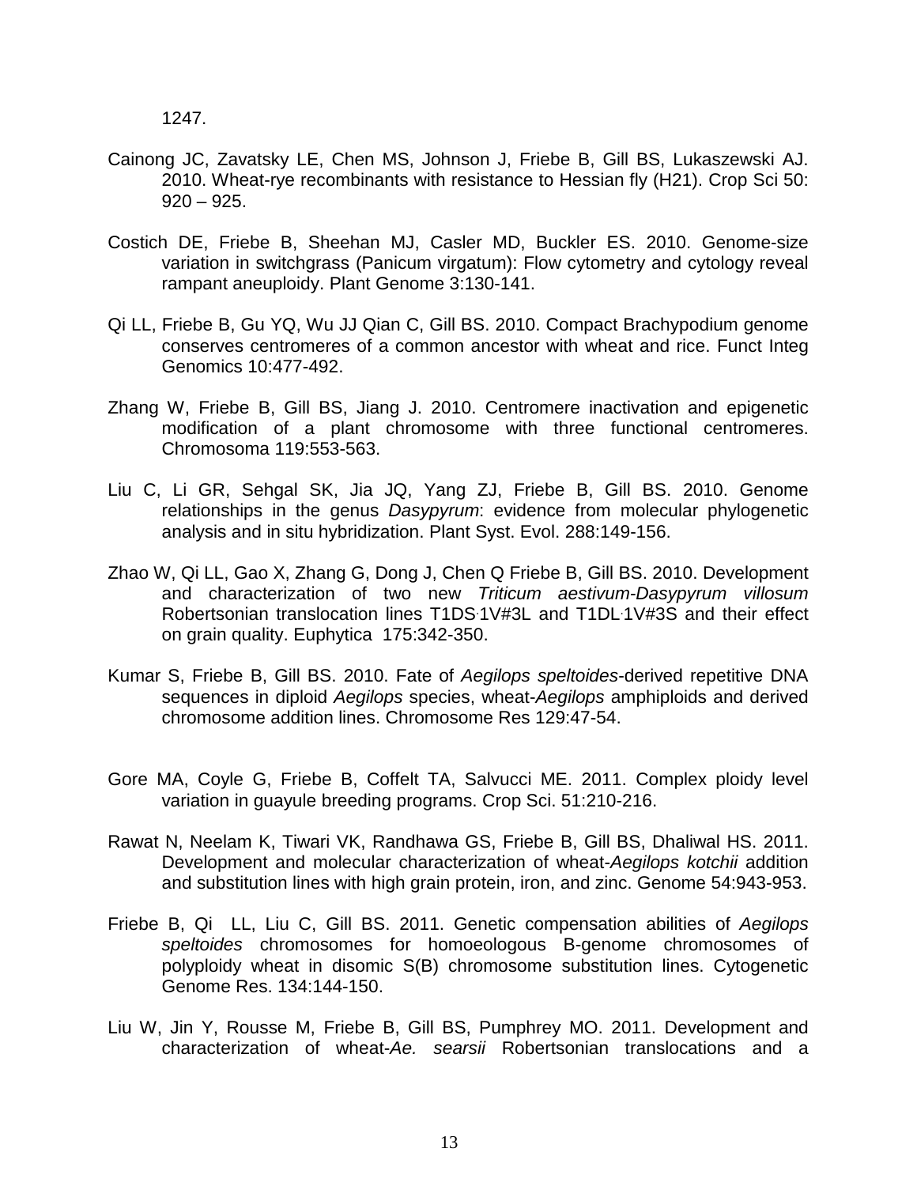1247.

Cainong JC, Zavatsky LE, Chen MS, Johnson J, Friebe B, Gill BS, Lukaszewski AJ. 2010. Wheat-rye recombinants with resistance to Hessian fly (H21). Crop Sci 50: 920 – 925.

Costich DE, Friebe B, Sheehan MJ, Casler MD, Buckler ES. 2010. Genome-size variation in switchgrass (Panicum virgatum): Flow cytometry and cytology reveal rampant aneuploidy. Plant Genome 3:130-141.

Qi LL, Friebe B, Gu YQ, Wu JJ Qian C, Gill BS. 2010. Compact Brachypodium genome conserves centromeres of a common ancestor with wheat and rice. Funct Integ Genomics 10:477-492.

Zhang W, Friebe B, Gill BS, Jiang J. 2010. Centromere inactivation and epigenetic modification of a plant chromosome with three functional centromeres. Chromosoma 119:553-563.

Liu C, Li GR, Sehgal SK, Jia JQ, Yang ZJ, Friebe B, Gill BS. 2010. Genome relationships in the genus *Dasypyrum*: evidence from molecular phylogenetic analysis and in situ hybridization. Plant Syst. Evol. 288:149-156.

Zhao W, Qi LL, Gao X, Zhang G, Dong J, Chen Q Friebe B, Gill BS. 2010. Development and characterization of two new *Triticum aestivum-Dasypyrum villosum* Robertsonian translocation lines T1DS·1V#3L and T1DL·1V#3S and their effect on grain quality. Euphytica 175:342-350.

Kumar S, Friebe B, Gill BS. 2010. Fate of *Aegilops speltoides*-derived repetitive DNA sequences in diploid *Aegilops* species, wheat-*Aegilops* amphiploids and derived chromosome addition lines. Chromosome Res 129:47-54.

Gore MA, Coyle G, Friebe B, Coffelt TA, Salvucci ME. 2011. Complex ploidy level variation in guayule breeding programs. Crop Sci. 51:210-216.

Rawat N, Neelam K, Tiwari VK, Randhawa GS, Friebe B, Gill BS, Dhaliwal HS. 2011. Development and molecular characterization of wheat-*Aegilops kotchii* addition and substitution lines with high grain protein, iron, and zinc. Genome 54:943-953.

Friebe B, Qi LL, Liu C, Gill BS. 2011. Genetic compensation abilities of *Aegilops speltoides* chromosomes for homoeologous B-genome chromosomes of polyploidy wheat in disomic S(B) chromosome substitution lines. Cytogenetic Genome Res. 134:144-150.

Liu W, Jin Y, Rousse M, Friebe B, Gill BS, Pumphrey MO. 2011. Development and characterization of wheat-*Ae. searsii* Robertsonian translocations and a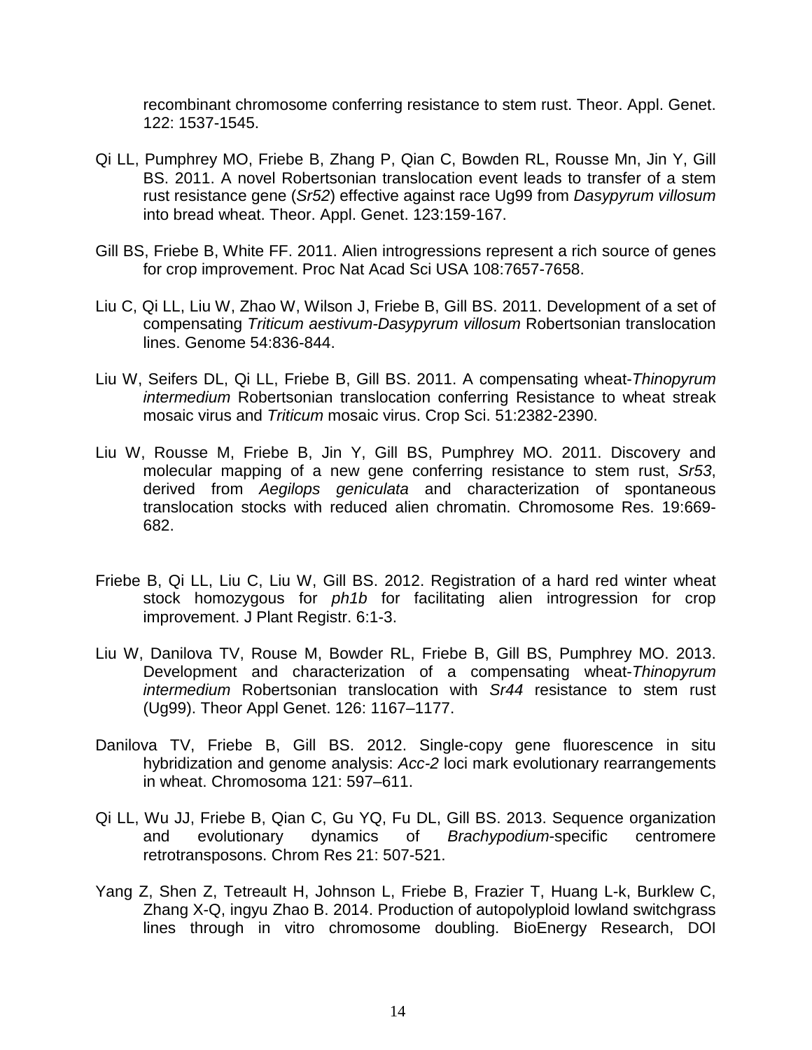recombinant chromosome conferring resistance to stem rust. Theor. Appl. Genet. 122: 1537-1545.

Qi LL, Pumphrey MO, Friebe B, Zhang P, Qian C, Bowden RL, Rousse Mn, Jin Y, Gill BS. 2011. A novel Robertsonian translocation event leads to transfer of a stem rust resistance gene (*Sr52*) effective against race Ug99 from *Dasypyrum villosum* into bread wheat. Theor. Appl. Genet. 123:159-167.

Gill BS, Friebe B, White FF. 2011. Alien introgressions represent a rich source of genes for crop improvement. Proc Nat Acad Sci USA 108:7657-7658.

Liu C, Qi LL, Liu W, Zhao W, Wilson J, Friebe B, Gill BS. 2011. Development of a set of compensating *Triticum aestivum-Dasypyrum villosum* Robertsonian translocation lines. Genome 54:836-844.

Liu W, Seifers DL, Qi LL, Friebe B, Gill BS. 2011. A compensating wheat-*Thinopyrum intermedium* Robertsonian translocation conferring Resistance to wheat streak mosaic virus and *Triticum* mosaic virus. Crop Sci. 51:2382-2390.

Liu W, Rousse M, Friebe B, Jin Y, Gill BS, Pumphrey MO. 2011. Discovery and molecular mapping of a new gene conferring resistance to stem rust, *Sr53*, derived from *Aegilops geniculata* and characterization of spontaneous translocation stocks with reduced alien chromatin. Chromosome Res. 19:669-682.

Friebe B, Qi LL, Liu C, Liu W, Gill BS. 2012. Registration of a hard red winter wheat stock homozygous for *ph1b* for facilitating alien introgression for crop improvement. J Plant Registr. 6:1-3.

Liu W, Danilova TV, Rouse M, Bowder RL, Friebe B, Gill BS, Pumphrey MO. 2013. Development and characterization of a compensating wheat-*Thinopyrum intermedium* Robertsonian translocation with *Sr44* resistance to stem rust (Ug99). Theor Appl Genet. 126: 1167–1177.

Danilova TV, Friebe B, Gill BS. 2012. Single-copy gene fluorescence in situ hybridization and genome analysis: *Acc-2* loci mark evolutionary rearrangements in wheat. Chromosoma 121: 597–611.

Qi LL, Wu JJ, Friebe B, Qian C, Gu YQ, Fu DL, Gill BS. 2013. Sequence organization and evolutionary dynamics of *Brachypodium*-specific centromere retrotransposons. Chrom Res 21: 507-521.

Yang Z, Shen Z, Tetreault H, Johnson L, Friebe B, Frazier T, Huang L-k, Burklew C, Zhang X-Q, ingyu Zhao B. 2014. Production of autopolyploid lowland switchgrass lines through in vitro chromosome doubling. BioEnergy Research, DOI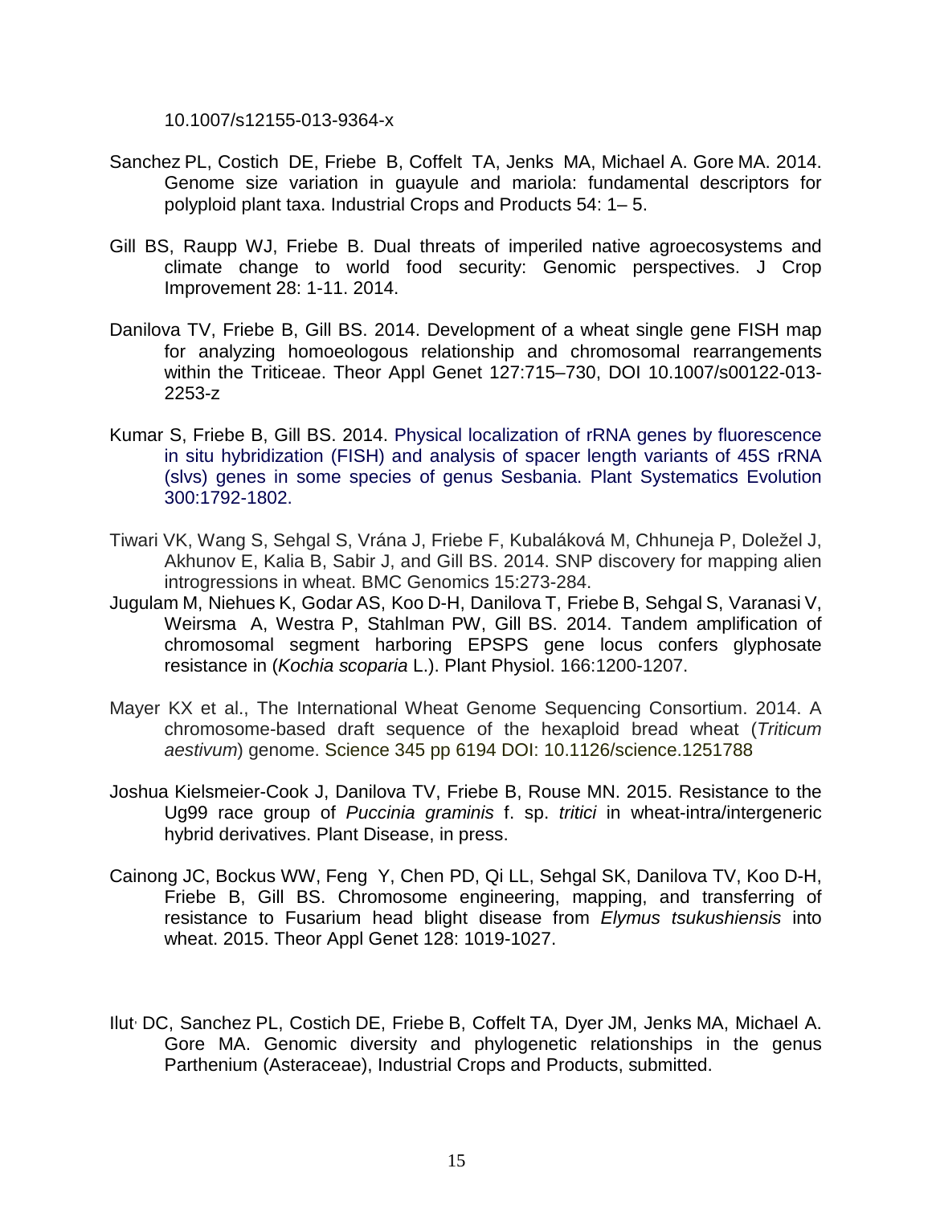10.1007/s12155-013-9364-x

Sanchez PL, Costich DE, Friebe B, Coffelt TA, Jenks MA, Michael A. Gore MA. 2014. Genome size variation in guayule and mariola: fundamental descriptors for polyploid plant taxa. Industrial Crops and Products 54: 1– 5.

Gill BS, Raupp WJ, Friebe B. Dual threats of imperiled native agroecosystems and climate change to world food security: Genomic perspectives. J Crop Improvement 28: 1-11. 2014.

Danilova TV, Friebe B, Gill BS. 2014. Development of a wheat single gene FISH map for analyzing homoeologous relationship and chromosomal rearrangements within the Triticeae. Theor Appl Genet 127:715–730, DOI 10.1007/s00122-013-2253-z

Kumar S, Friebe B, Gill BS. 2014. Physical localization of rRNA genes by fluorescence in situ hybridization (FISH) and analysis of spacer length variants of 45S rRNA (slvs) genes in some species of genus Sesbania. Plant Systematics Evolution 300:1792-1802.

Tiwari VK, Wang S, Sehgal S, Vrána J, Friebe F, Kubaláková M, Chhuneja P, Doležel J, Akhunov E, Kalia B, Sabir J, and Gill BS. 2014. SNP discovery for mapping alien introgressions in wheat. BMC Genomics 15:273-284.

Jugulam M, Niehues K, Godar AS, Koo D-H, Danilova T, Friebe B, Sehgal S, Varanasi V, Weirsma A, Westra P, Stahlman PW, Gill BS. 2014. Tandem amplification of chromosomal segment harboring EPSPS gene locus confers glyphosate resistance in (*Kochia scoparia* L.). Plant Physiol. 166:1200-1207.

Mayer KX et al., The International Wheat Genome Sequencing Consortium. 2014. A chromosome-based draft sequence of the hexaploid bread wheat (*Triticum aestivum*) genome. Science 345 pp 6194 DOI: 10.1126/science.1251788

Joshua Kielsmeier-Cook J, Danilova TV, Friebe B, Rouse MN. 2015. Resistance to the Ug99 race group of *Puccinia graminis* f. sp. *tritici* in wheat-intra/intergeneric hybrid derivatives. Plant Disease, in press.

Cainong JC, Bockus WW, Feng Y, Chen PD, Qi LL, Sehgal SK, Danilova TV, Koo D-H, Friebe B, Gill BS. Chromosome engineering, mapping, and transferring of resistance to Fusarium head blight disease from *Elymus tsukushiensis* into wheat. 2015. Theor Appl Genet 128: 1019-1027.

Ilut, DC, Sanchez PL, Costich DE, Friebe B, Coffelt TA, Dyer JM, Jenks MA, Michael A. Gore MA. Genomic diversity and phylogenetic relationships in the genus Parthenium (Asteraceae), Industrial Crops and Products, submitted.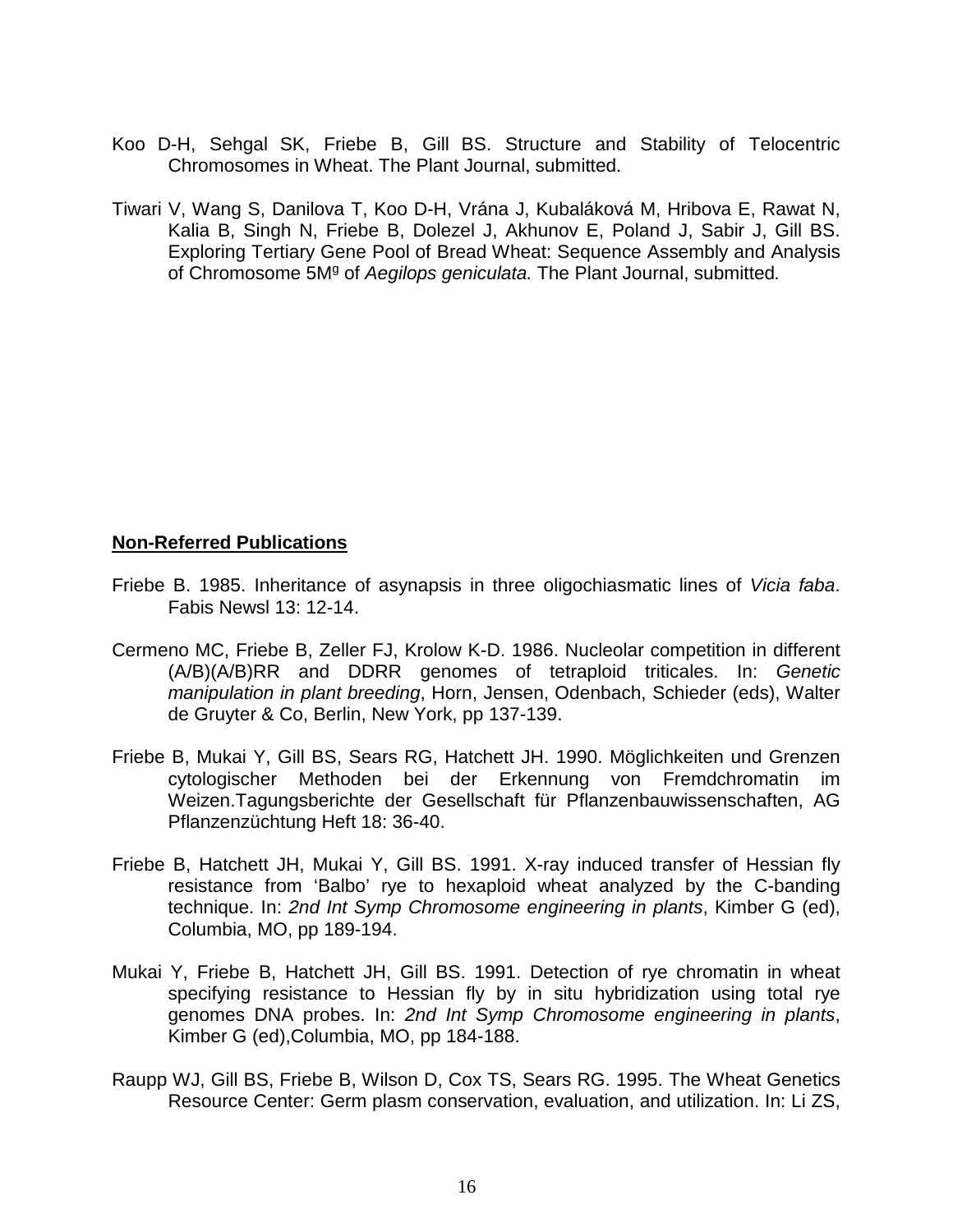Koo D-H, Sehgal SK, Friebe B, Gill BS. Structure and Stability of Telocentric Chromosomes in Wheat. The Plant Journal, submitted.

Tiwari V, Wang S, Danilova T, Koo D-H, Vrána J, Kubaláková M, Hribova E, Rawat N, Kalia B, Singh N, Friebe B, Dolezel J, Akhunov E, Poland J, Sabir J, Gill BS. Exploring Tertiary Gene Pool of Bread Wheat: Sequence Assembly and Analysis of Chromosome 5M$^g$ of *Aegilops geniculata.* The Plant Journal, submitted*.*

**Non-Referred Publications**

Friebe B. 1985. Inheritance of asynapsis in three oligochiasmatic lines of *Vicia faba*. Fabis Newsl 13: 12-14.

Cermeno MC, Friebe B, Zeller FJ, Krolow K-D. 1986. Nucleolar competition in different (A/B)(A/B)RR and DDRR genomes of tetraploid triticales. In: *Genetic manipulation in plant breeding*, Horn, Jensen, Odenbach, Schieder (eds), Walter de Gruyter & Co, Berlin, New York, pp 137-139.

Friebe B, Mukai Y, Gill BS, Sears RG, Hatchett JH. 1990. Möglichkeiten und Grenzen cytologischer Methoden bei der Erkennung von Fremdchromatin im Weizen.Tagungsberichte der Gesellschaft für Pflanzenbauwissenschaften, AG Pflanzenzüchtung Heft 18: 36-40.

Friebe B, Hatchett JH, Mukai Y, Gill BS. 1991. X-ray induced transfer of Hessian fly resistance from 'Balbo' rye to hexaploid wheat analyzed by the C-banding technique. In: *2nd Int Symp Chromosome engineering in plants*, Kimber G (ed), Columbia, MO, pp 189-194.

Mukai Y, Friebe B, Hatchett JH, Gill BS. 1991. Detection of rye chromatin in wheat specifying resistance to Hessian fly by in situ hybridization using total rye genomes DNA probes. In: *2nd Int Symp Chromosome engineering in plants*, Kimber G (ed),Columbia, MO, pp 184-188.

Raupp WJ, Gill BS, Friebe B, Wilson D, Cox TS, Sears RG. 1995. The Wheat Genetics Resource Center: Germ plasm conservation, evaluation, and utilization. In: Li ZS,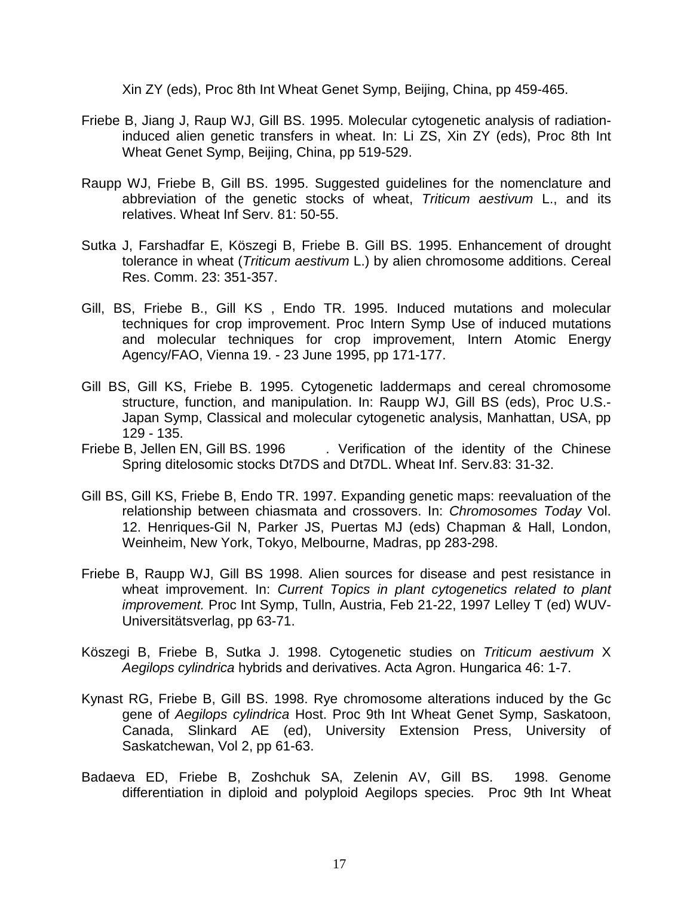Xin ZY (eds), Proc 8th Int Wheat Genet Symp, Beijing, China, pp 459-465.

Friebe B, Jiang J, Raup WJ, Gill BS. 1995. Molecular cytogenetic analysis of radiation-induced alien genetic transfers in wheat. In: Li ZS, Xin ZY (eds), Proc 8th Int Wheat Genet Symp, Beijing, China, pp 519-529.

Raupp WJ, Friebe B, Gill BS. 1995. Suggested guidelines for the nomenclature and abbreviation of the genetic stocks of wheat, *Triticum aestivum* L., and its relatives. Wheat Inf Serv. 81: 50-55.

Sutka J, Farshadfar E, Köszegi B, Friebe B. Gill BS. 1995. Enhancement of drought tolerance in wheat (*Triticum aestivum* L.) by alien chromosome additions. Cereal Res. Comm. 23: 351-357.

Gill, BS, Friebe B., Gill KS , Endo TR. 1995. Induced mutations and molecular techniques for crop improvement. Proc Intern Symp Use of induced mutations and molecular techniques for crop improvement, Intern Atomic Energy Agency/FAO, Vienna 19. - 23 June 1995, pp 171-177.

Gill BS, Gill KS, Friebe B. 1995. Cytogenetic laddermaps and cereal chromosome structure, function, and manipulation. In: Raupp WJ, Gill BS (eds), Proc U.S.-Japan Symp, Classical and molecular cytogenetic analysis, Manhattan, USA, pp 129 - 135.

Friebe B, Jellen EN, Gill BS. 1996 . Verification of the identity of the Chinese Spring ditelosomic stocks Dt7DS and Dt7DL. Wheat Inf. Serv.83: 31-32.

Gill BS, Gill KS, Friebe B, Endo TR. 1997. Expanding genetic maps: reevaluation of the relationship between chiasmata and crossovers. In: *Chromosomes Today* Vol. 12. Henriques-Gil N, Parker JS, Puertas MJ (eds) Chapman & Hall, London, Weinheim, New York, Tokyo, Melbourne, Madras, pp 283-298.

Friebe B, Raupp WJ, Gill BS 1998. Alien sources for disease and pest resistance in wheat improvement. In: *Current Topics in plant cytogenetics related to plant improvement.* Proc Int Symp, Tulln, Austria, Feb 21-22, 1997 Lelley T (ed) WUV-Universitätsverlag, pp 63-71.

Köszegi B, Friebe B, Sutka J. 1998. Cytogenetic studies on *Triticum aestivum* X *Aegilops cylindrica* hybrids and derivatives. Acta Agron. Hungarica 46: 1-7.

Kynast RG, Friebe B, Gill BS. 1998. Rye chromosome alterations induced by the Gc gene of *Aegilops cylindrica* Host. Proc 9th Int Wheat Genet Symp, Saskatoon, Canada, Slinkard AE (ed), University Extension Press, University of Saskatchewan, Vol 2, pp 61-63.

Badaeva ED, Friebe B, Zoshchuk SA, Zelenin AV, Gill BS. 1998. Genome differentiation in diploid and polyploid Aegilops species. Proc 9th Int Wheat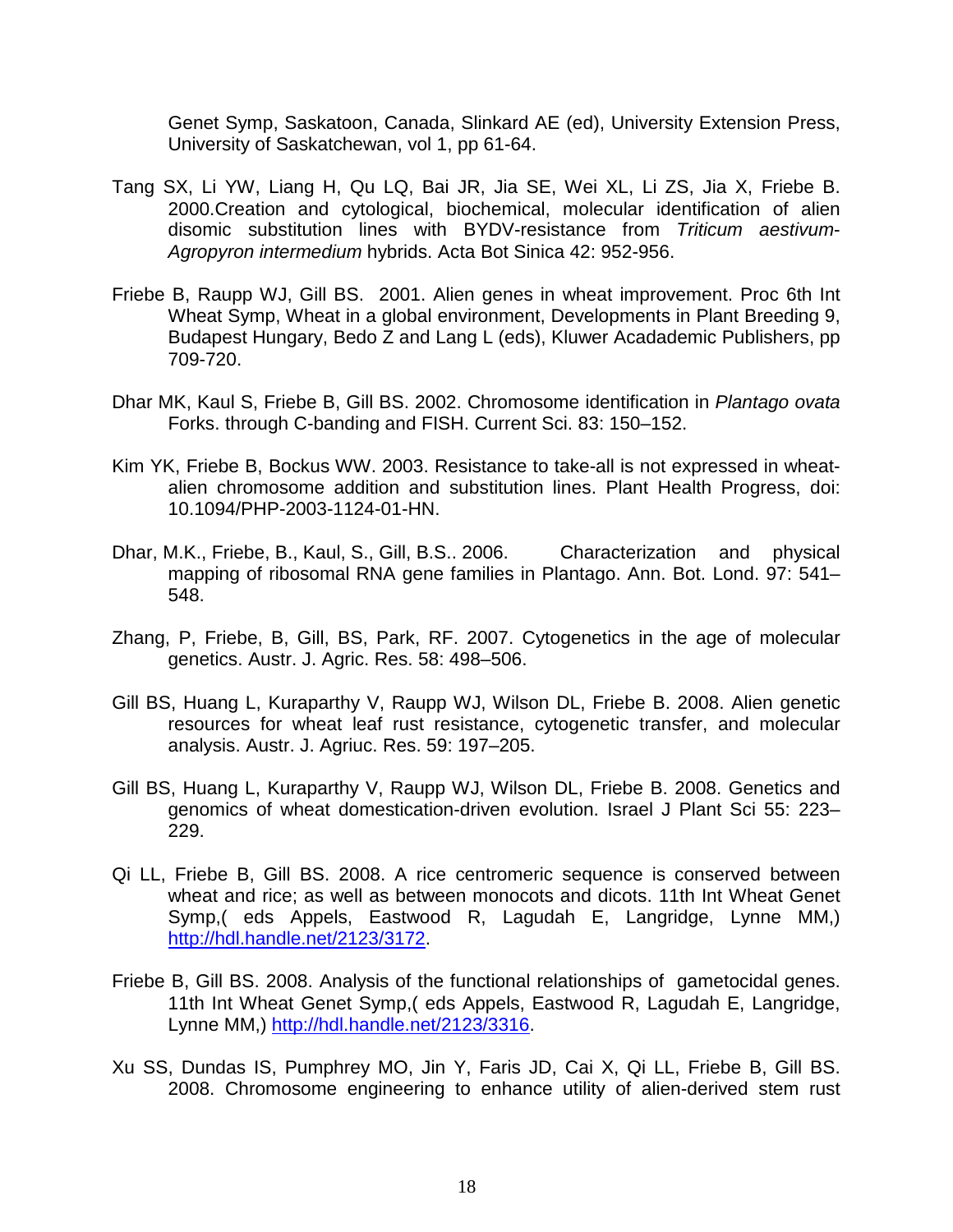Genet Symp, Saskatoon, Canada, Slinkard AE (ed), University Extension Press, University of Saskatchewan, vol 1, pp 61-64.

Tang SX, Li YW, Liang H, Qu LQ, Bai JR, Jia SE, Wei XL, Li ZS, Jia X, Friebe B. 2000.Creation and cytological, biochemical, molecular identification of alien disomic substitution lines with BYDV-resistance from *Triticum aestivum-Agropyron intermedium* hybrids. Acta Bot Sinica 42: 952-956.

Friebe B, Raupp WJ, Gill BS. 2001. Alien genes in wheat improvement. Proc 6th Int Wheat Symp, Wheat in a global environment, Developments in Plant Breeding 9, Budapest Hungary, Bedo Z and Lang L (eds), Kluwer Acadademic Publishers, pp 709-720.

Dhar MK, Kaul S, Friebe B, Gill BS. 2002. Chromosome identification in *Plantago ovata* Forks. through C-banding and FISH. Current Sci. 83: 150–152.

Kim YK, Friebe B, Bockus WW. 2003. Resistance to take-all is not expressed in wheat-alien chromosome addition and substitution lines. Plant Health Progress, doi: 10.1094/PHP-2003-1124-01-HN.

Dhar, M.K., Friebe, B., Kaul, S., Gill, B.S.. 2006. Characterization and physical mapping of ribosomal RNA gene families in Plantago. Ann. Bot. Lond. 97: 541–548.

Zhang, P, Friebe, B, Gill, BS, Park, RF. 2007. Cytogenetics in the age of molecular genetics. Austr. J. Agric. Res. 58: 498–506.

Gill BS, Huang L, Kuraparthy V, Raupp WJ, Wilson DL, Friebe B. 2008. Alien genetic resources for wheat leaf rust resistance, cytogenetic transfer, and molecular analysis. Austr. J. Agriuc. Res. 59: 197–205.

Gill BS, Huang L, Kuraparthy V, Raupp WJ, Wilson DL, Friebe B. 2008. Genetics and genomics of wheat domestication-driven evolution. Israel J Plant Sci 55: 223–229.

Qi LL, Friebe B, Gill BS. 2008. A rice centromeric sequence is conserved between wheat and rice; as well as between monocots and dicots. 11th Int Wheat Genet Symp,( eds Appels, Eastwood R, Lagudah E, Langridge, Lynne MM,) http://hdl.handle.net/2123/3172.

Friebe B, Gill BS. 2008. Analysis of the functional relationships of gametocidal genes. 11th Int Wheat Genet Symp,( eds Appels, Eastwood R, Lagudah E, Langridge, Lynne MM,) http://hdl.handle.net/2123/3316.

Xu SS, Dundas IS, Pumphrey MO, Jin Y, Faris JD, Cai X, Qi LL, Friebe B, Gill BS. 2008. Chromosome engineering to enhance utility of alien-derived stem rust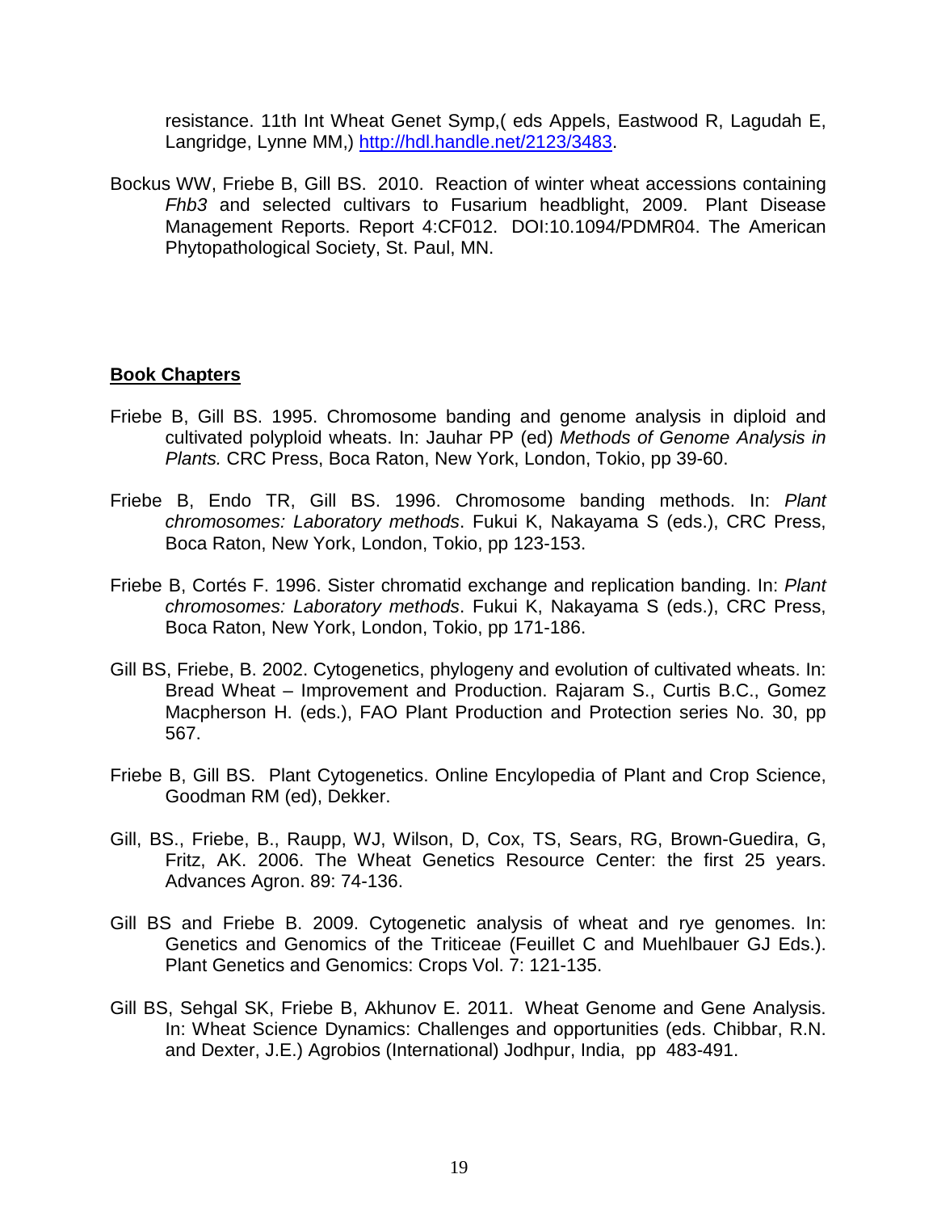resistance. 11th Int Wheat Genet Symp,( eds Appels, Eastwood R, Lagudah E, Langridge, Lynne MM,) [http://hdl.handle.net/2123/3483](http://hdl.handle.net/2123/3483).

Bockus WW, Friebe B, Gill BS. 2010. Reaction of winter wheat accessions containing *Fhb3* and selected cultivars to Fusarium headblight, 2009. Plant Disease Management Reports. Report 4:CF012. DOI:10.1094/PDMR04. The American Phytopathological Society, St. Paul, MN.

**Book Chapters**

Friebe B, Gill BS. 1995. Chromosome banding and genome analysis in diploid and cultivated polyploid wheats. In: Jauhar PP (ed) *Methods of Genome Analysis in Plants.* CRC Press, Boca Raton, New York, London, Tokio, pp 39-60.

Friebe B, Endo TR, Gill BS. 1996. Chromosome banding methods. In: *Plant chromosomes: Laboratory methods*. Fukui K, Nakayama S (eds.), CRC Press, Boca Raton, New York, London, Tokio, pp 123-153.

Friebe B, Cortés F. 1996. Sister chromatid exchange and replication banding. In: *Plant chromosomes: Laboratory methods*. Fukui K, Nakayama S (eds.), CRC Press, Boca Raton, New York, London, Tokio, pp 171-186.

Gill BS, Friebe, B. 2002. Cytogenetics, phylogeny and evolution of cultivated wheats. In: Bread Wheat – Improvement and Production. Rajaram S., Curtis B.C., Gomez Macpherson H. (eds.), FAO Plant Production and Protection series No. 30, pp 567.

Friebe B, Gill BS. Plant Cytogenetics. Online Encylopedia of Plant and Crop Science, Goodman RM (ed), Dekker.

Gill, BS., Friebe, B., Raupp, WJ, Wilson, D, Cox, TS, Sears, RG, Brown-Guedira, G, Fritz, AK. 2006. The Wheat Genetics Resource Center: the first 25 years. Advances Agron. 89: 74-136.

Gill BS and Friebe B. 2009. Cytogenetic analysis of wheat and rye genomes. In: Genetics and Genomics of the Triticeae (Feuillet C and Muehlbauer GJ Eds.). Plant Genetics and Genomics: Crops Vol. 7: 121-135.

Gill BS, Sehgal SK, Friebe B, Akhunov E. 2011. Wheat Genome and Gene Analysis. In: Wheat Science Dynamics: Challenges and opportunities (eds. Chibbar, R.N. and Dexter, J.E.) Agrobios (International) Jodhpur, India, pp 483-491.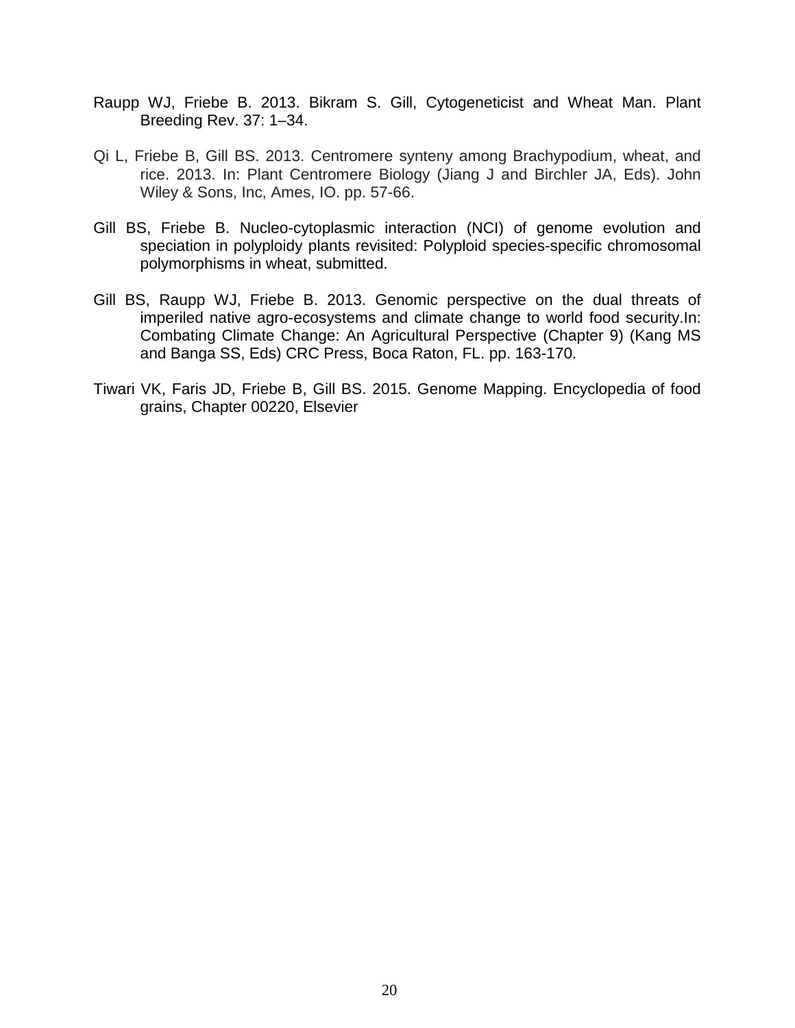Raupp WJ, Friebe B. 2013. Bikram S. Gill, Cytogeneticist and Wheat Man. Plant Breeding Rev. 37: 1–34.

Qi L, Friebe B, Gill BS. 2013. Centromere synteny among Brachypodium, wheat, and rice. 2013. In: Plant Centromere Biology (Jiang J and Birchler JA, Eds). John Wiley & Sons, Inc, Ames, IO. pp. 57-66.

Gill BS, Friebe B. Nucleo-cytoplasmic interaction (NCI) of genome evolution and speciation in polyploidy plants revisited: Polyploid species-specific chromosomal polymorphisms in wheat, submitted.

Gill BS, Raupp WJ, Friebe B. 2013. Genomic perspective on the dual threats of imperiled native agro-ecosystems and climate change to world food security.In: Combating Climate Change: An Agricultural Perspective (Chapter 9) (Kang MS and Banga SS, Eds) CRC Press, Boca Raton, FL. pp. 163-170.

Tiwari VK, Faris JD, Friebe B, Gill BS. 2015. Genome Mapping. Encyclopedia of food grains, Chapter 00220, Elsevier